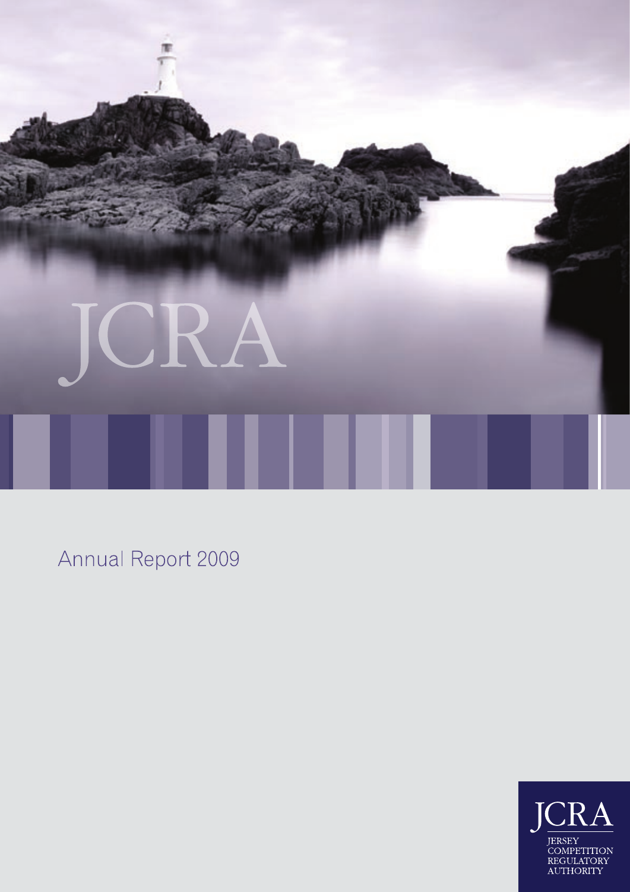# JCRA

## Annual Report 2009

JCRA
JERSEY COMPETITION REGULATORY AUTHORITY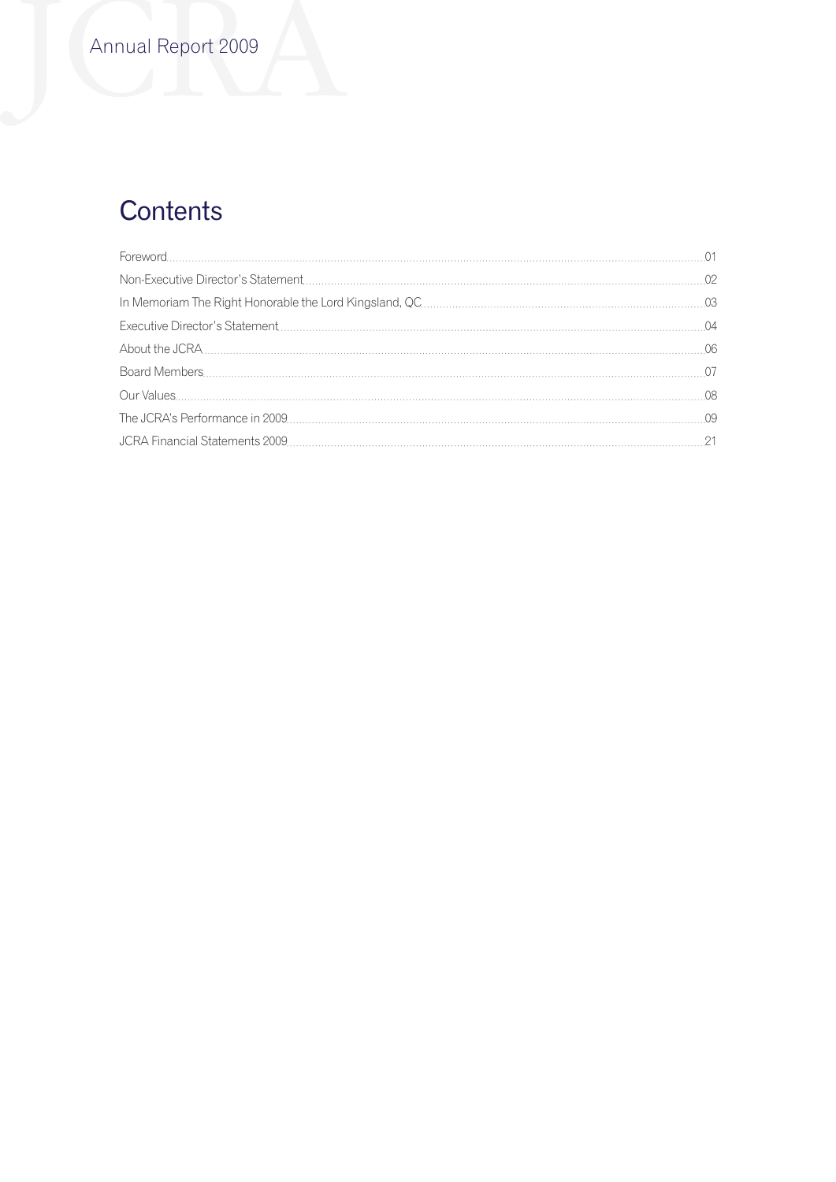# Contents

| | |
|---|---|
| Foreword | 01 |
| Non-Executive Director's Statement | 02 |
| In Memoriam The Right Honorable the Lord Kingsland, QC | 03 |
| Executive Director's Statement | 04 |
| About the JCRA | 06 |
| Board Members | 07 |
| Our Values | 08 |
| The JCRA's Performance in 2009 | 09 |
| JCRA Financial Statements 2009 | 21 |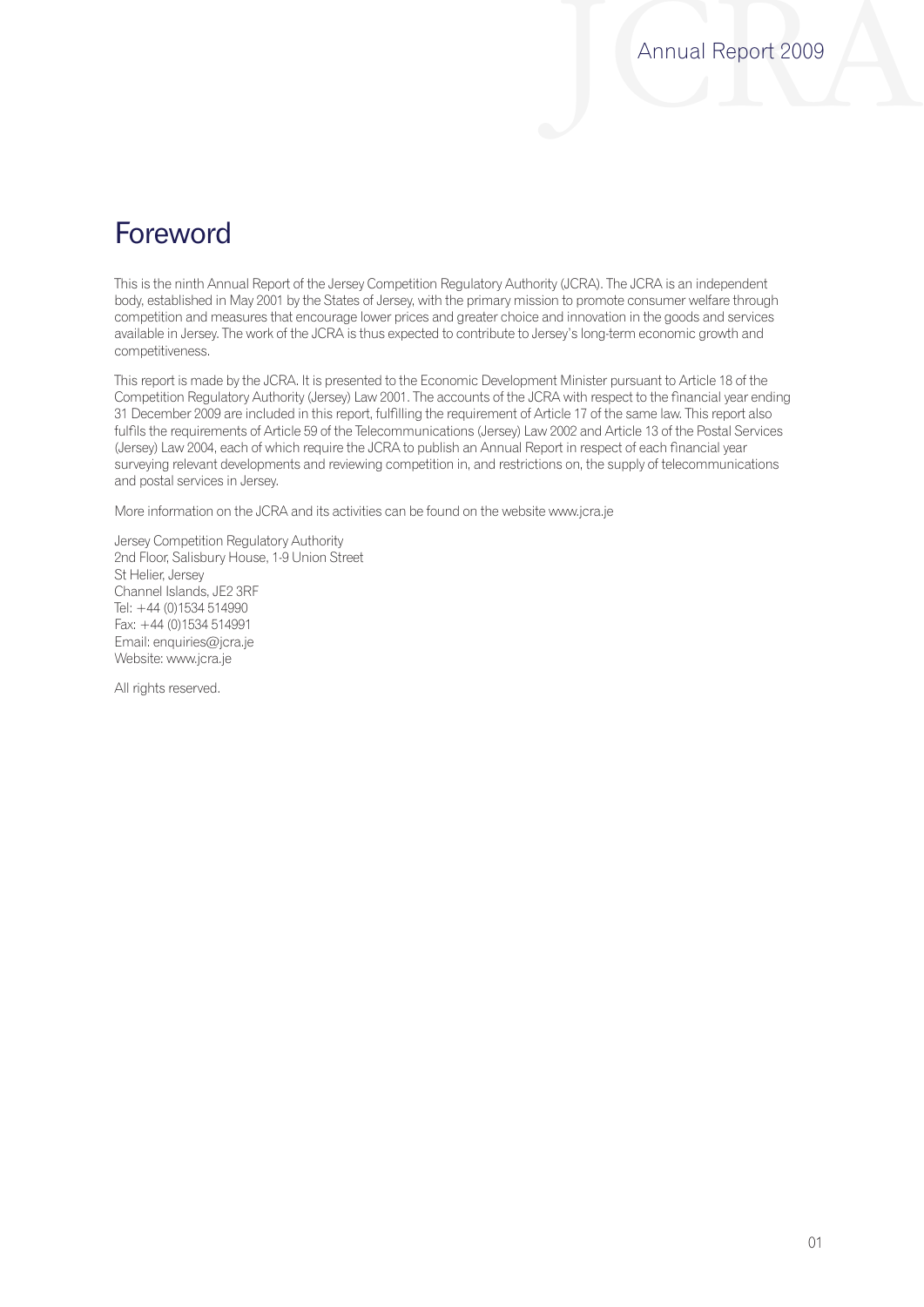# Foreword

This is the ninth Annual Report of the Jersey Competition Regulatory Authority (JCRA). The JCRA is an independent body, established in May 2001 by the States of Jersey, with the primary mission to promote consumer welfare through competition and measures that encourage lower prices and greater choice and innovation in the goods and services available in Jersey. The work of the JCRA is thus expected to contribute to Jersey's long-term economic growth and competitiveness.

This report is made by the JCRA. It is presented to the Economic Development Minister pursuant to Article 18 of the Competition Regulatory Authority (Jersey) Law 2001. The accounts of the JCRA with respect to the financial year ending 31 December 2009 are included in this report, fulfilling the requirement of Article 17 of the same law. This report also fulfils the requirements of Article 59 of the Telecommunications (Jersey) Law 2002 and Article 13 of the Postal Services (Jersey) Law 2004, each of which require the JCRA to publish an Annual Report in respect of each financial year surveying relevant developments and reviewing competition in, and restrictions on, the supply of telecommunications and postal services in Jersey.

More information on the JCRA and its activities can be found on the website www.jcra.je

Jersey Competition Regulatory Authority
2nd Floor, Salisbury House, 1-9 Union Street
St Helier, Jersey
Channel Islands, JE2 3RF
Tel: +44 (0)1534 514990
Fax: +44 (0)1534 514991
Email: enquiries@jcra.je
Website: www.jcra.je

All rights reserved.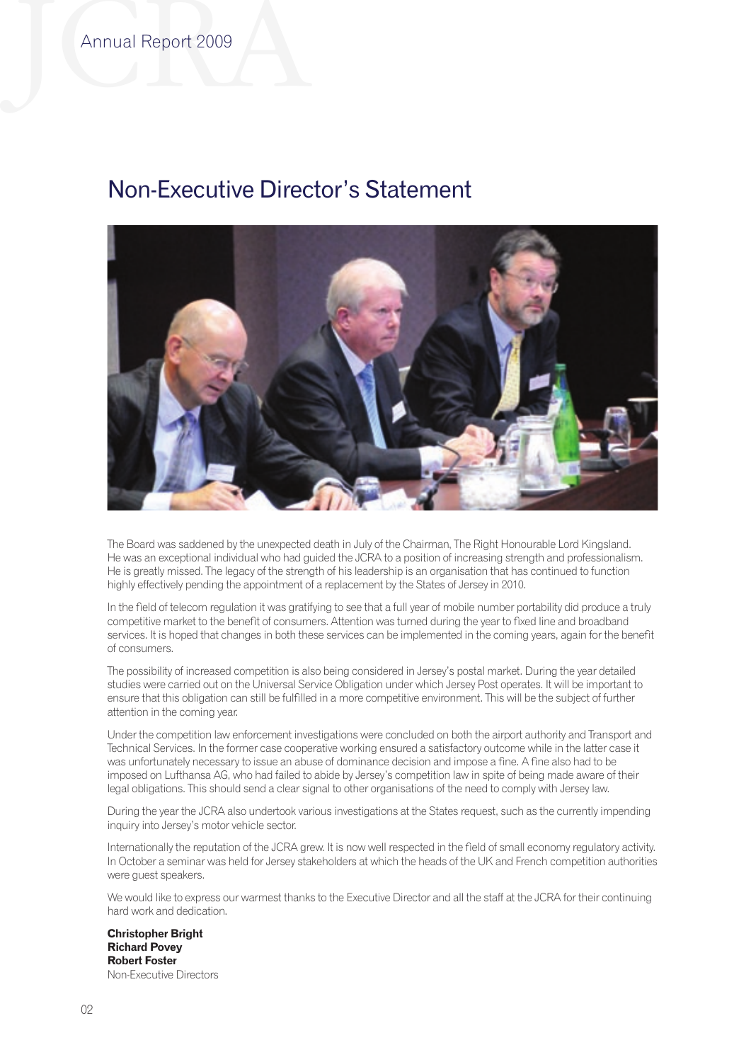# Non-Executive Director's Statement

The Board was saddened by the unexpected death in July of the Chairman, The Right Honourable Lord Kingsland. He was an exceptional individual who had guided the JCRA to a position of increasing strength and professionalism. He is greatly missed. The legacy of the strength of his leadership is an organisation that has continued to function highly effectively pending the appointment of a replacement by the States of Jersey in 2010.

In the field of telecom regulation it was gratifying to see that a full year of mobile number portability did produce a truly competitive market to the benefit of consumers. Attention was turned during the year to fixed line and broadband services. It is hoped that changes in both these services can be implemented in the coming years, again for the benefit of consumers.

The possibility of increased competition is also being considered in Jersey's postal market. During the year detailed studies were carried out on the Universal Service Obligation under which Jersey Post operates. It will be important to ensure that this obligation can still be fulfilled in a more competitive environment. This will be the subject of further attention in the coming year.

Under the competition law enforcement investigations were concluded on both the airport authority and Transport and Technical Services. In the former case cooperative working ensured a satisfactory outcome while in the latter case it was unfortunately necessary to issue an abuse of dominance decision and impose a fine. A fine also had to be imposed on Lufthansa AG, who had failed to abide by Jersey's competition law in spite of being made aware of their legal obligations. This should send a clear signal to other organisations of the need to comply with Jersey law.

During the year the JCRA also undertook various investigations at the States request, such as the currently impending inquiry into Jersey's motor vehicle sector.

Internationally the reputation of the JCRA grew. It is now well respected in the field of small economy regulatory activity. In October a seminar was held for Jersey stakeholders at which the heads of the UK and French competition authorities were guest speakers.

We would like to express our warmest thanks to the Executive Director and all the staff at the JCRA for their continuing hard work and dedication.

**Christopher Bright**
**Richard Povey**
**Robert Foster**
Non-Executive Directors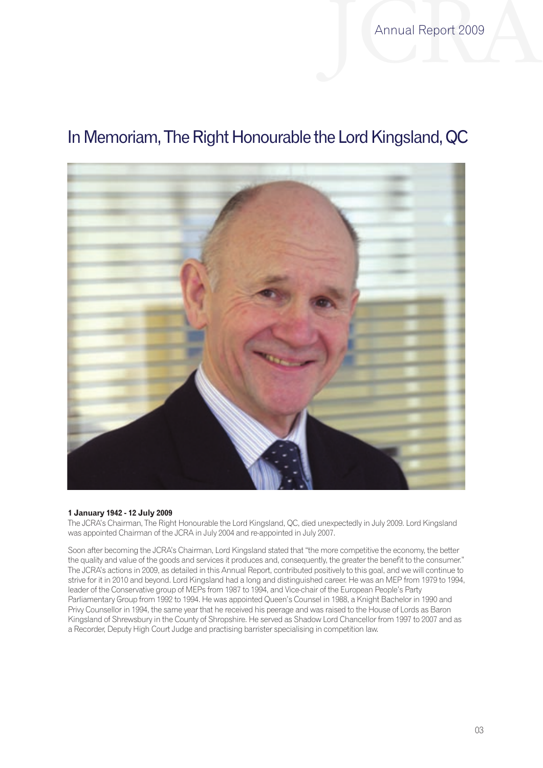# In Memoriam, The Right Honourable the Lord Kingsland, QC

**1 January 1942 - 12 July 2009**

The JCRA's Chairman, The Right Honourable the Lord Kingsland, QC, died unexpectedly in July 2009. Lord Kingsland was appointed Chairman of the JCRA in July 2004 and re-appointed in July 2007.

Soon after becoming the JCRA's Chairman, Lord Kingsland stated that "the more competitive the economy, the better the quality and value of the goods and services it produces and, consequently, the greater the benefit to the consumer." The JCRA's actions in 2009, as detailed in this Annual Report, contributed positively to this goal, and we will continue to strive for it in 2010 and beyond. Lord Kingsland had a long and distinguished career. He was an MEP from 1979 to 1994, leader of the Conservative group of MEPs from 1987 to 1994, and Vice-chair of the European People's Party Parliamentary Group from 1992 to 1994. He was appointed Queen's Counsel in 1988, a Knight Bachelor in 1990 and Privy Counsellor in 1994, the same year that he received his peerage and was raised to the House of Lords as Baron Kingsland of Shrewsbury in the County of Shropshire. He served as Shadow Lord Chancellor from 1997 to 2007 and as a Recorder, Deputy High Court Judge and practising barrister specialising in competition law.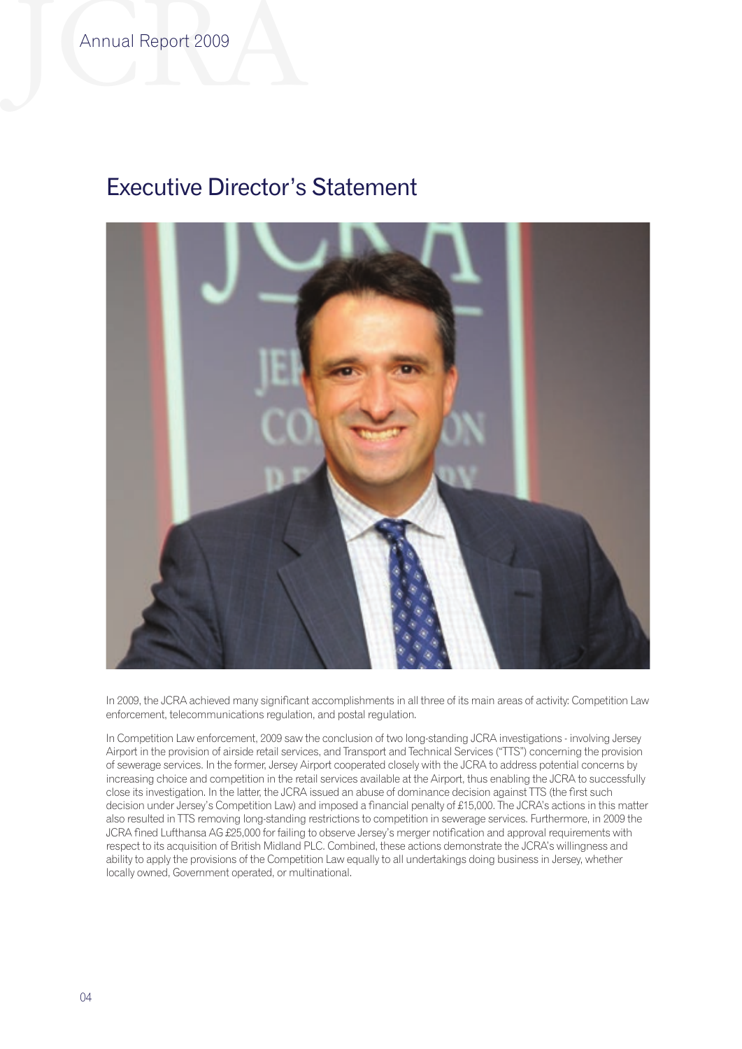# Executive Director's Statement

In 2009, the JCRA achieved many significant accomplishments in all three of its main areas of activity: Competition Law enforcement, telecommunications regulation, and postal regulation.

In Competition Law enforcement, 2009 saw the conclusion of two long-standing JCRA investigations - involving Jersey Airport in the provision of airside retail services, and Transport and Technical Services ("TTS") concerning the provision of sewerage services. In the former, Jersey Airport cooperated closely with the JCRA to address potential concerns by increasing choice and competition in the retail services available at the Airport, thus enabling the JCRA to successfully close its investigation. In the latter, the JCRA issued an abuse of dominance decision against TTS (the first such decision under Jersey's Competition Law) and imposed a financial penalty of £15,000. The JCRA's actions in this matter also resulted in TTS removing long-standing restrictions to competition in sewerage services. Furthermore, in 2009 the JCRA fined Lufthansa AG £25,000 for failing to observe Jersey's merger notification and approval requirements with respect to its acquisition of British Midland PLC. Combined, these actions demonstrate the JCRA's willingness and ability to apply the provisions of the Competition Law equally to all undertakings doing business in Jersey, whether locally owned, Government operated, or multinational.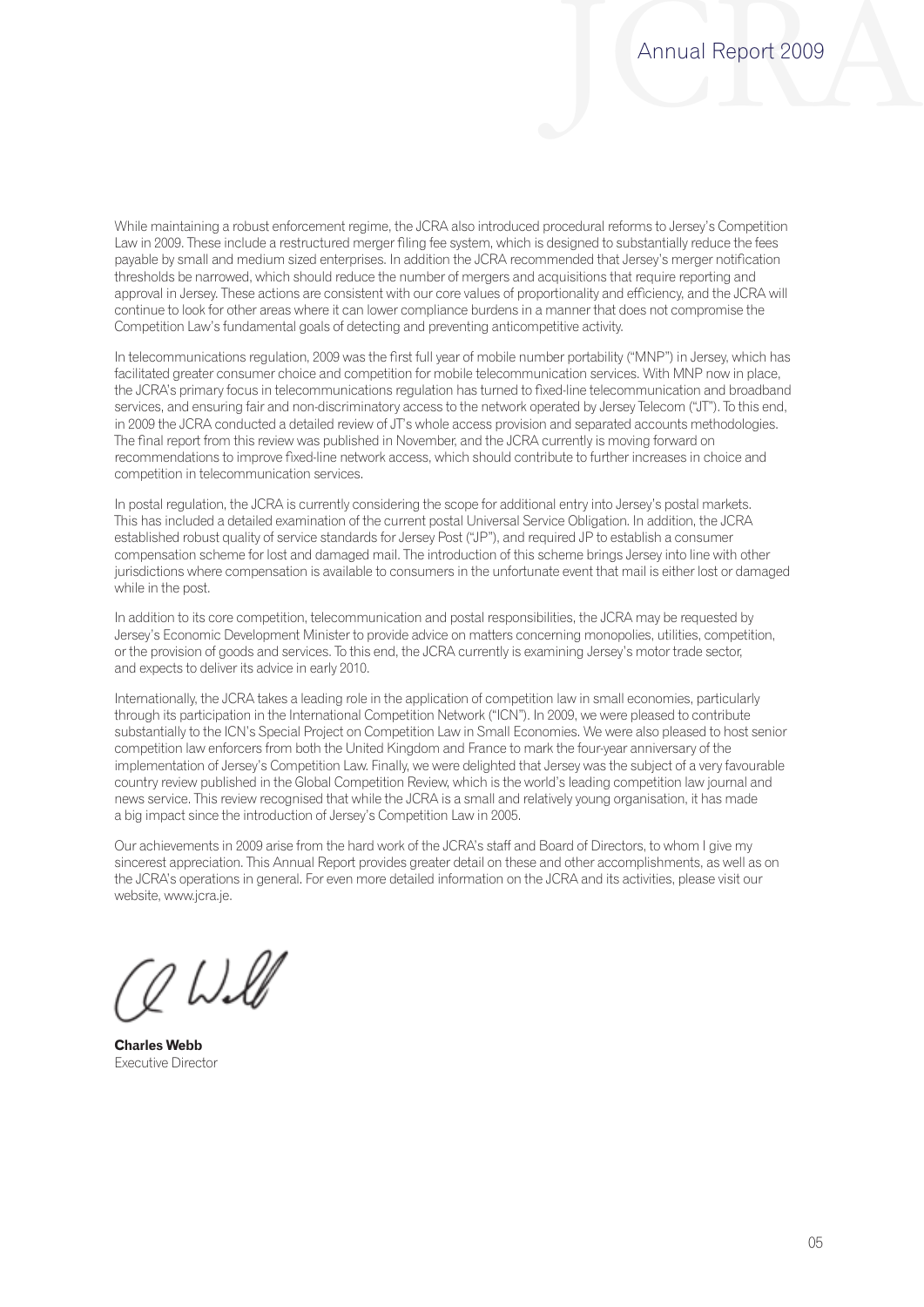While maintaining a robust enforcement regime, the JCRA also introduced procedural reforms to Jersey's Competition Law in 2009. These include a restructured merger filing fee system, which is designed to substantially reduce the fees payable by small and medium sized enterprises. In addition the JCRA recommended that Jersey's merger notification thresholds be narrowed, which should reduce the number of mergers and acquisitions that require reporting and approval in Jersey. These actions are consistent with our core values of proportionality and efficiency, and the JCRA will continue to look for other areas where it can lower compliance burdens in a manner that does not compromise the Competition Law's fundamental goals of detecting and preventing anticompetitive activity.

In telecommunications regulation, 2009 was the first full year of mobile number portability ("MNP") in Jersey, which has facilitated greater consumer choice and competition for mobile telecommunication services. With MNP now in place, the JCRA's primary focus in telecommunications regulation has turned to fixed-line telecommunication and broadband services, and ensuring fair and non-discriminatory access to the network operated by Jersey Telecom ("JT"). To this end, in 2009 the JCRA conducted a detailed review of JT's whole access provision and separated accounts methodologies. The final report from this review was published in November, and the JCRA currently is moving forward on recommendations to improve fixed-line network access, which should contribute to further increases in choice and competition in telecommunication services.

In postal regulation, the JCRA is currently considering the scope for additional entry into Jersey's postal markets. This has included a detailed examination of the current postal Universal Service Obligation. In addition, the JCRA established robust quality of service standards for Jersey Post ("JP"), and required JP to establish a consumer compensation scheme for lost and damaged mail. The introduction of this scheme brings Jersey into line with other jurisdictions where compensation is available to consumers in the unfortunate event that mail is either lost or damaged while in the post.

In addition to its core competition, telecommunication and postal responsibilities, the JCRA may be requested by Jersey's Economic Development Minister to provide advice on matters concerning monopolies, utilities, competition, or the provision of goods and services. To this end, the JCRA currently is examining Jersey's motor trade sector, and expects to deliver its advice in early 2010.

Internationally, the JCRA takes a leading role in the application of competition law in small economies, particularly through its participation in the International Competition Network ("ICN"). In 2009, we were pleased to contribute substantially to the ICN's Special Project on Competition Law in Small Economies. We were also pleased to host senior competition law enforcers from both the United Kingdom and France to mark the four-year anniversary of the implementation of Jersey's Competition Law. Finally, we were delighted that Jersey was the subject of a very favourable country review published in the Global Competition Review, which is the world's leading competition law journal and news service. This review recognised that while the JCRA is a small and relatively young organisation, it has made a big impact since the introduction of Jersey's Competition Law in 2005.

Our achievements in 2009 arise from the hard work of the JCRA's staff and Board of Directors, to whom I give my sincerest appreciation. This Annual Report provides greater detail on these and other accomplishments, as well as on the JCRA's operations in general. For even more detailed information on the JCRA and its activities, please visit our website, www.jcra.je.

**Charles Webb**
Executive Director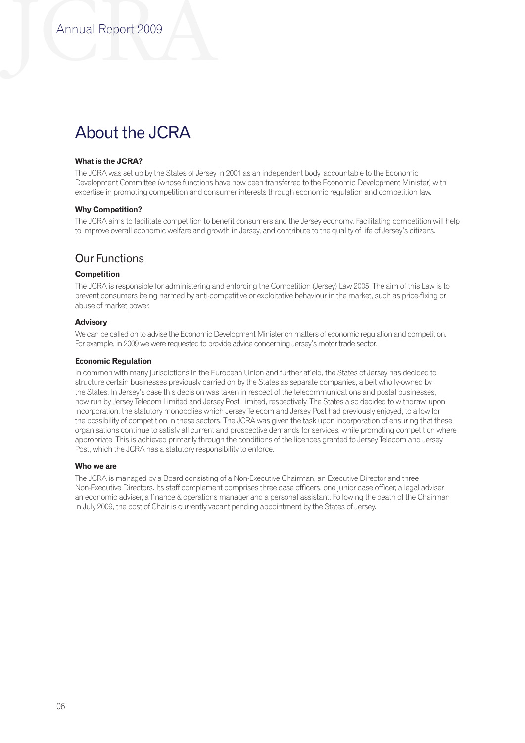# About the JCRA

### What is the JCRA?

The JCRA was set up by the States of Jersey in 2001 as an independent body, accountable to the Economic Development Committee (whose functions have now been transferred to the Economic Development Minister) with expertise in promoting competition and consumer interests through economic regulation and competition law.

### Why Competition?

The JCRA aims to facilitate competition to benefit consumers and the Jersey economy. Facilitating competition will help to improve overall economic welfare and growth in Jersey, and contribute to the quality of life of Jersey's citizens.

## Our Functions

### Competition

The JCRA is responsible for administering and enforcing the Competition (Jersey) Law 2005. The aim of this Law is to prevent consumers being harmed by anti-competitive or exploitative behaviour in the market, such as price-fixing or abuse of market power.

### Advisory

We can be called on to advise the Economic Development Minister on matters of economic regulation and competition. For example, in 2009 we were requested to provide advice concerning Jersey's motor trade sector.

### Economic Regulation

In common with many jurisdictions in the European Union and further afield, the States of Jersey has decided to structure certain businesses previously carried on by the States as separate companies, albeit wholly-owned by the States. In Jersey's case this decision was taken in respect of the telecommunications and postal businesses, now run by Jersey Telecom Limited and Jersey Post Limited, respectively. The States also decided to withdraw, upon incorporation, the statutory monopolies which Jersey Telecom and Jersey Post had previously enjoyed, to allow for the possibility of competition in these sectors. The JCRA was given the task upon incorporation of ensuring that these organisations continue to satisfy all current and prospective demands for services, while promoting competition where appropriate. This is achieved primarily through the conditions of the licences granted to Jersey Telecom and Jersey Post, which the JCRA has a statutory responsibility to enforce.

### Who we are

The JCRA is managed by a Board consisting of a Non-Executive Chairman, an Executive Director and three Non-Executive Directors. Its staff complement comprises three case officers, one junior case officer, a legal adviser, an economic adviser, a finance & operations manager and a personal assistant. Following the death of the Chairman in July 2009, the post of Chair is currently vacant pending appointment by the States of Jersey.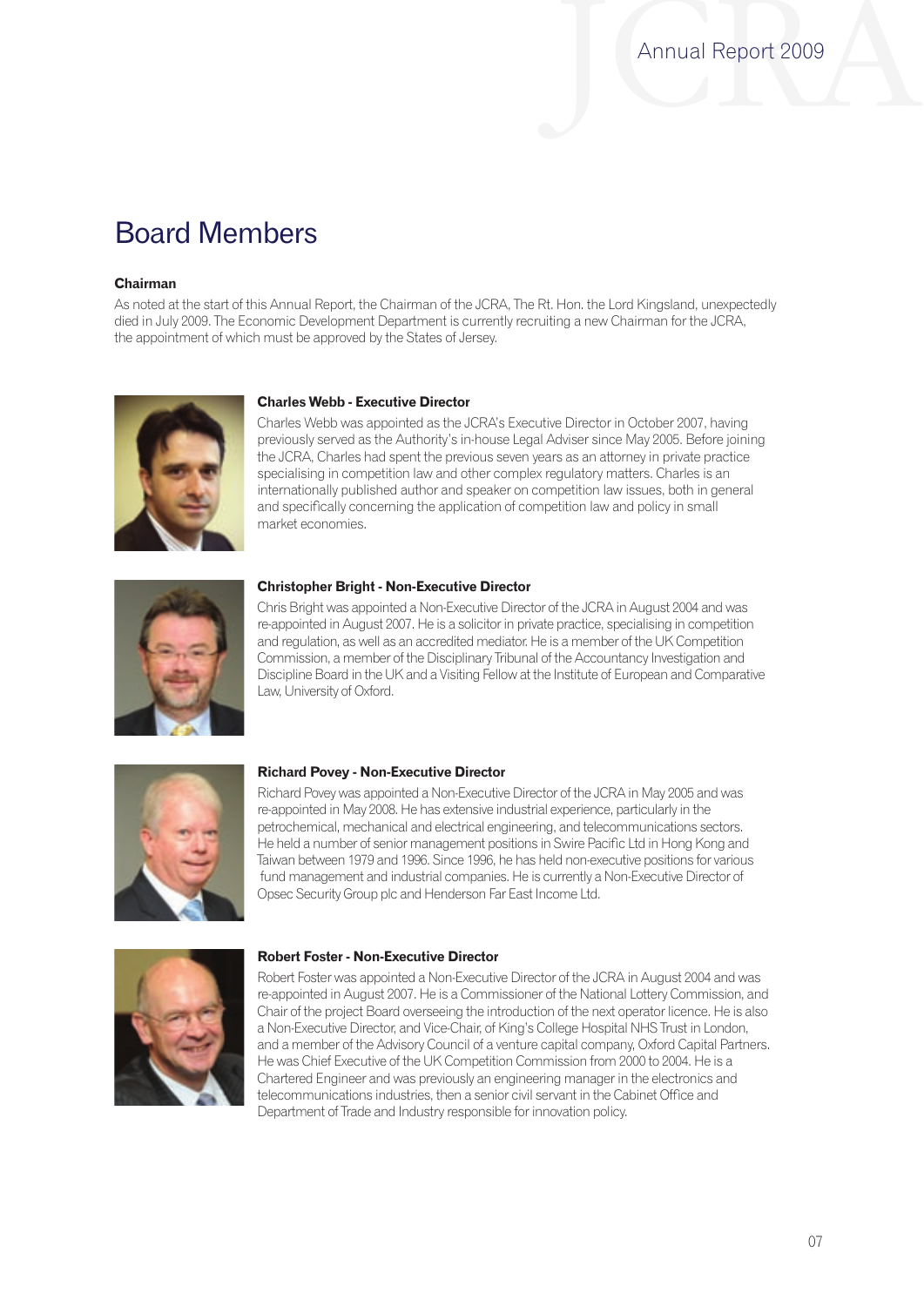# Board Members

**Chairman**

As noted at the start of this Annual Report, the Chairman of the JCRA, The Rt. Hon. the Lord Kingsland, unexpectedly died in July 2009. The Economic Development Department is currently recruiting a new Chairman for the JCRA, the appointment of which must be approved by the States of Jersey.

**Charles Webb - Executive Director**

Charles Webb was appointed as the JCRA's Executive Director in October 2007, having previously served as the Authority's in-house Legal Adviser since May 2005. Before joining the JCRA, Charles had spent the previous seven years as an attorney in private practice specialising in competition law and other complex regulatory matters. Charles is an internationally published author and speaker on competition law issues, both in general and specifically concerning the application of competition law and policy in small market economies.

**Christopher Bright - Non-Executive Director**

Chris Bright was appointed a Non-Executive Director of the JCRA in August 2004 and was re-appointed in August 2007. He is a solicitor in private practice, specialising in competition and regulation, as well as an accredited mediator. He is a member of the UK Competition Commission, a member of the Disciplinary Tribunal of the Accountancy Investigation and Discipline Board in the UK and a Visiting Fellow at the Institute of European and Comparative Law, University of Oxford.

**Richard Povey - Non-Executive Director**

Richard Povey was appointed a Non-Executive Director of the JCRA in May 2005 and was re-appointed in May 2008. He has extensive industrial experience, particularly in the petrochemical, mechanical and electrical engineering, and telecommunications sectors. He held a number of senior management positions in Swire Pacific Ltd in Hong Kong and Taiwan between 1979 and 1996. Since 1996, he has held non-executive positions for various fund management and industrial companies. He is currently a Non-Executive Director of Opsec Security Group plc and Henderson Far East Income Ltd.

**Robert Foster - Non-Executive Director**

Robert Foster was appointed a Non-Executive Director of the JCRA in August 2004 and was re-appointed in August 2007. He is a Commissioner of the National Lottery Commission, and Chair of the project Board overseeing the introduction of the next operator licence. He is also a Non-Executive Director, and Vice-Chair, of King's College Hospital NHS Trust in London, and a member of the Advisory Council of a venture capital company, Oxford Capital Partners. He was Chief Executive of the UK Competition Commission from 2000 to 2004. He is a Chartered Engineer and was previously an engineering manager in the electronics and telecommunications industries, then a senior civil servant in the Cabinet Office and Department of Trade and Industry responsible for innovation policy.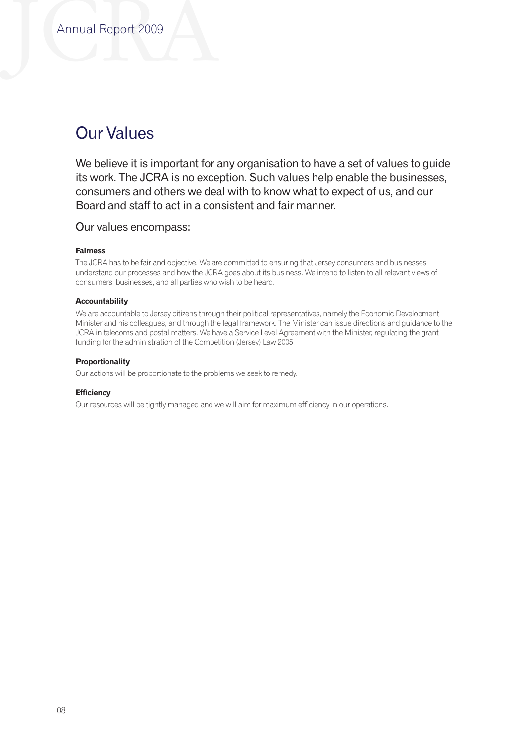## Our Values

We believe it is important for any organisation to have a set of values to guide its work. The JCRA is no exception. Such values help enable the businesses, consumers and others we deal with to know what to expect of us, and our Board and staff to act in a consistent and fair manner.

Our values encompass:

**Fairness**

The JCRA has to be fair and objective. We are committed to ensuring that Jersey consumers and businesses understand our processes and how the JCRA goes about its business. We intend to listen to all relevant views of consumers, businesses, and all parties who wish to be heard.

**Accountability**

We are accountable to Jersey citizens through their political representatives, namely the Economic Development Minister and his colleagues, and through the legal framework. The Minister can issue directions and guidance to the JCRA in telecoms and postal matters. We have a Service Level Agreement with the Minister, regulating the grant funding for the administration of the Competition (Jersey) Law 2005.

**Proportionality**

Our actions will be proportionate to the problems we seek to remedy.

**Efficiency**

Our resources will be tightly managed and we will aim for maximum efficiency in our operations.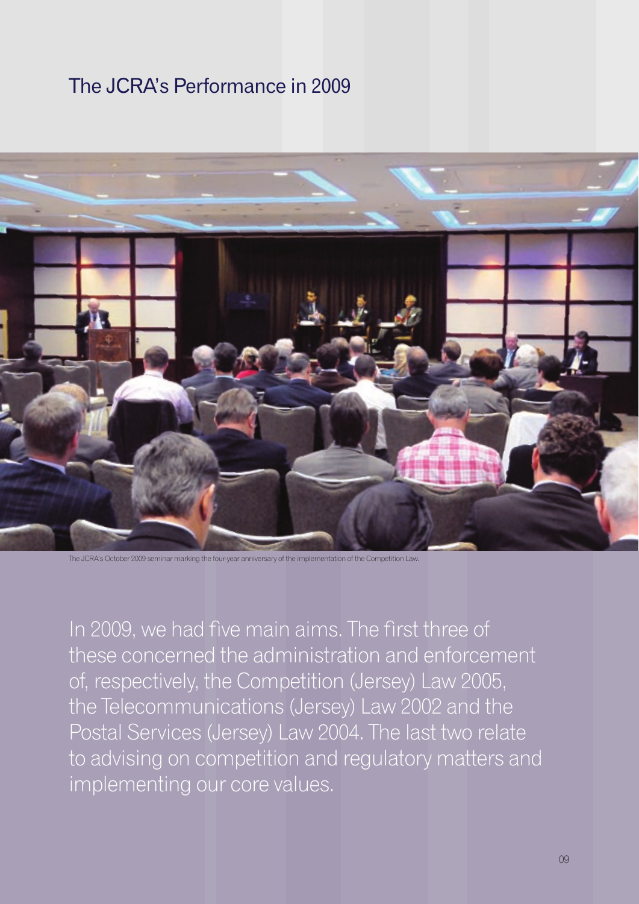# The JCRA's Performance in 2009

The JCRA's October 2009 seminar marking the four-year anniversary of the implementation of the Competition Law.

In 2009, we had five main aims. The first three of these concerned the administration and enforcement of, respectively, the Competition (Jersey) Law 2005, the Telecommunications (Jersey) Law 2002 and the Postal Services (Jersey) Law 2004. The last two relate to advising on competition and regulatory matters and implementing our core values.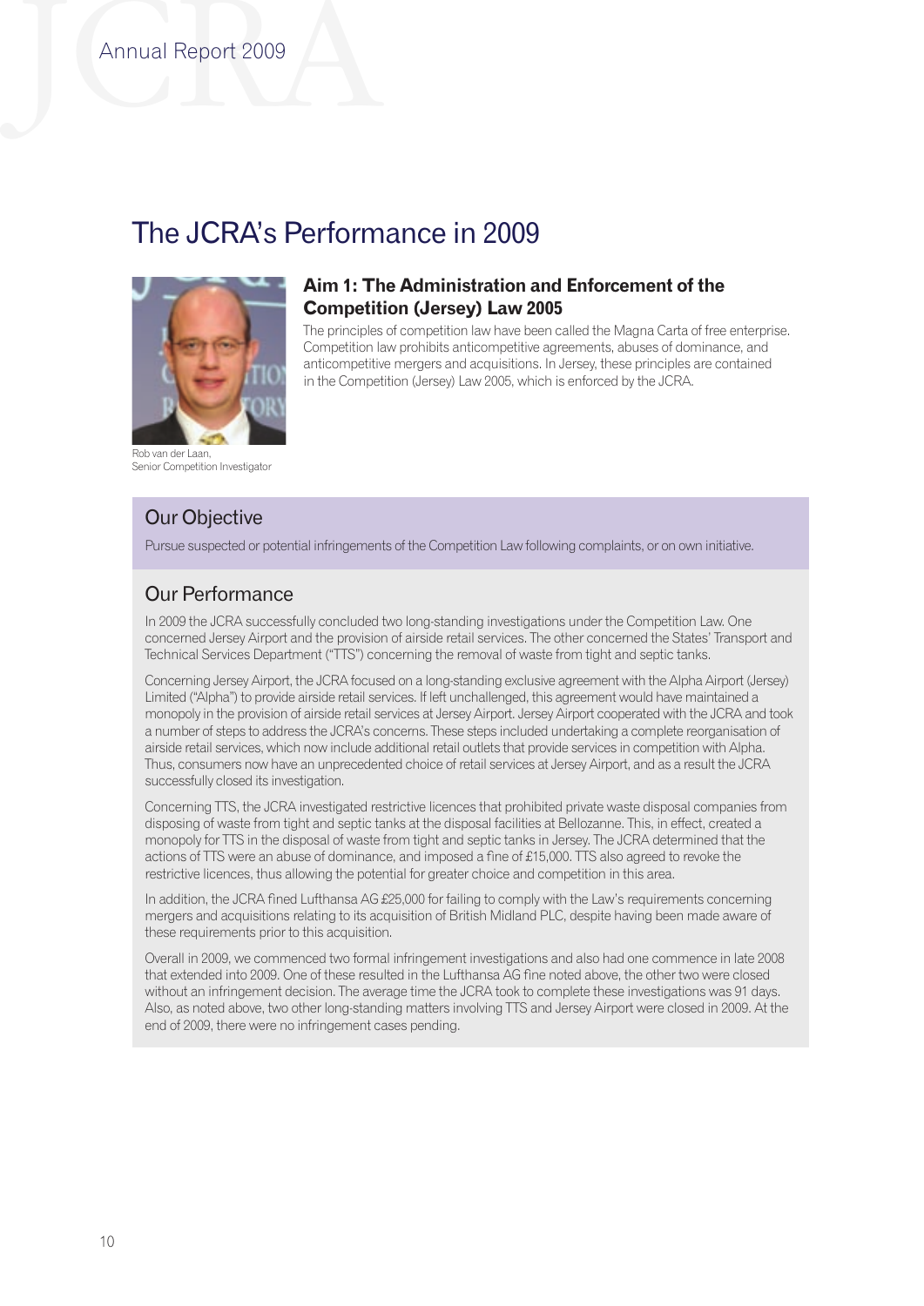# The JCRA's Performance in 2009

Rob van der Laan,
Senior Competition Investigator

## Aim 1: The Administration and Enforcement of the Competition (Jersey) Law 2005

The principles of competition law have been called the Magna Carta of free enterprise. Competition law prohibits anticompetitive agreements, abuses of dominance, and anticompetitive mergers and acquisitions. In Jersey, these principles are contained in the Competition (Jersey) Law 2005, which is enforced by the JCRA.

### Our Objective

Pursue suspected or potential infringements of the Competition Law following complaints, or on own initiative.

### Our Performance

In 2009 the JCRA successfully concluded two long-standing investigations under the Competition Law. One concerned Jersey Airport and the provision of airside retail services. The other concerned the States' Transport and Technical Services Department ("TTS") concerning the removal of waste from tight and septic tanks.

Concerning Jersey Airport, the JCRA focused on a long-standing exclusive agreement with the Alpha Airport (Jersey) Limited ("Alpha") to provide airside retail services. If left unchallenged, this agreement would have maintained a monopoly in the provision of airside retail services at Jersey Airport. Jersey Airport cooperated with the JCRA and took a number of steps to address the JCRA's concerns. These steps included undertaking a complete reorganisation of airside retail services, which now include additional retail outlets that provide services in competition with Alpha. Thus, consumers now have an unprecedented choice of retail services at Jersey Airport, and as a result the JCRA successfully closed its investigation.

Concerning TTS, the JCRA investigated restrictive licences that prohibited private waste disposal companies from disposing of waste from tight and septic tanks at the disposal facilities at Bellozanne. This, in effect, created a monopoly for TTS in the disposal of waste from tight and septic tanks in Jersey. The JCRA determined that the actions of TTS were an abuse of dominance, and imposed a fine of £15,000. TTS also agreed to revoke the restrictive licences, thus allowing the potential for greater choice and competition in this area.

In addition, the JCRA fined Lufthansa AG £25,000 for failing to comply with the Law's requirements concerning mergers and acquisitions relating to its acquisition of British Midland PLC, despite having been made aware of these requirements prior to this acquisition.

Overall in 2009, we commenced two formal infringement investigations and also had one commence in late 2008 that extended into 2009. One of these resulted in the Lufthansa AG fine noted above, the other two were closed without an infringement decision. The average time the JCRA took to complete these investigations was 91 days. Also, as noted above, two other long-standing matters involving TTS and Jersey Airport were closed in 2009. At the end of 2009, there were no infringement cases pending.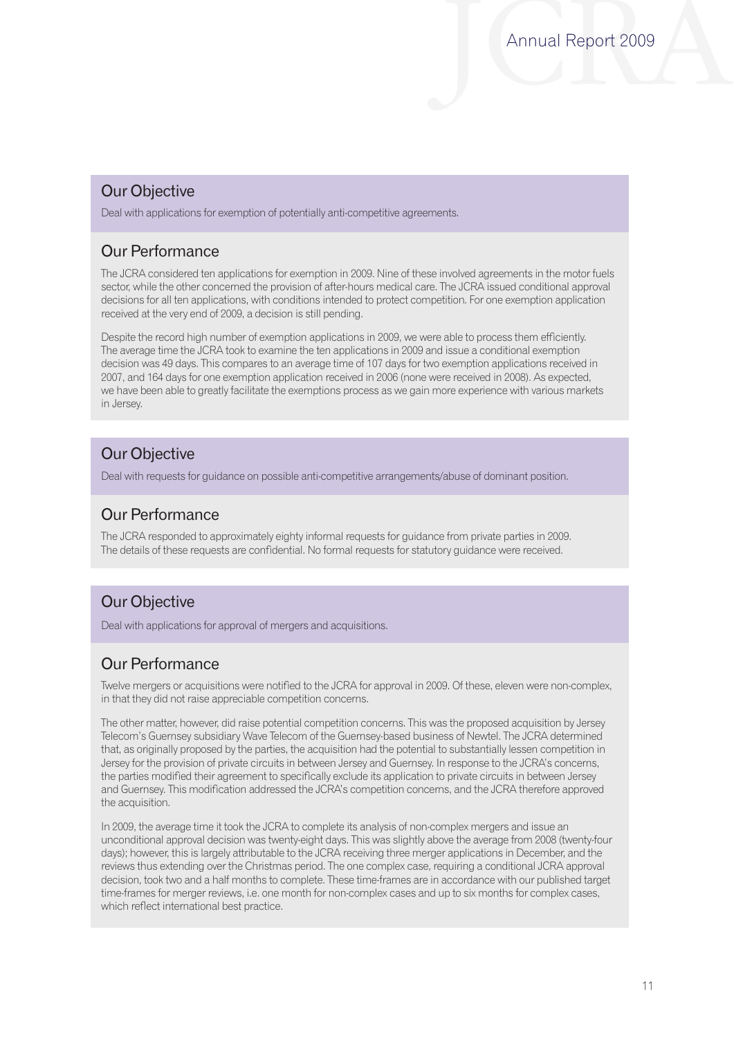## Our Objective

Deal with applications for exemption of potentially anti-competitive agreements.

## Our Performance

The JCRA considered ten applications for exemption in 2009. Nine of these involved agreements in the motor fuels sector, while the other concerned the provision of after-hours medical care. The JCRA issued conditional approval decisions for all ten applications, with conditions intended to protect competition. For one exemption application received at the very end of 2009, a decision is still pending.

Despite the record high number of exemption applications in 2009, we were able to process them efficiently. The average time the JCRA took to examine the ten applications in 2009 and issue a conditional exemption decision was 49 days. This compares to an average time of 107 days for two exemption applications received in 2007, and 164 days for one exemption application received in 2006 (none were received in 2008). As expected, we have been able to greatly facilitate the exemptions process as we gain more experience with various markets in Jersey.

## Our Objective

Deal with requests for guidance on possible anti-competitive arrangements/abuse of dominant position.

## Our Performance

The JCRA responded to approximately eighty informal requests for guidance from private parties in 2009. The details of these requests are confidential. No formal requests for statutory guidance were received.

## Our Objective

Deal with applications for approval of mergers and acquisitions.

## Our Performance

Twelve mergers or acquisitions were notified to the JCRA for approval in 2009. Of these, eleven were non-complex, in that they did not raise appreciable competition concerns.

The other matter, however, did raise potential competition concerns. This was the proposed acquisition by Jersey Telecom's Guernsey subsidiary Wave Telecom of the Guernsey-based business of Newtel. The JCRA determined that, as originally proposed by the parties, the acquisition had the potential to substantially lessen competition in Jersey for the provision of private circuits in between Jersey and Guernsey. In response to the JCRA's concerns, the parties modified their agreement to specifically exclude its application to private circuits in between Jersey and Guernsey. This modification addressed the JCRA's competition concerns, and the JCRA therefore approved the acquisition.

In 2009, the average time it took the JCRA to complete its analysis of non-complex mergers and issue an unconditional approval decision was twenty-eight days. This was slightly above the average from 2008 (twenty-four days); however, this is largely attributable to the JCRA receiving three merger applications in December, and the reviews thus extending over the Christmas period. The one complex case, requiring a conditional JCRA approval decision, took two and a half months to complete. These time-frames are in accordance with our published target time-frames for merger reviews, i.e. one month for non-complex cases and up to six months for complex cases, which reflect international best practice.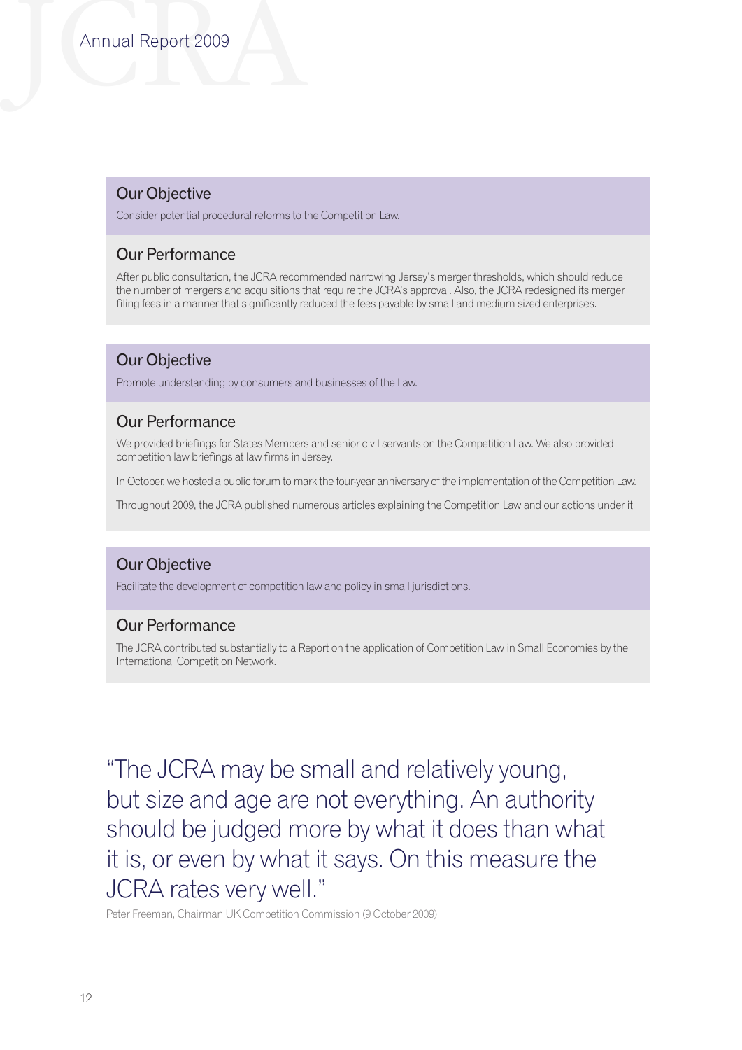## Our Objective

Consider potential procedural reforms to the Competition Law.

## Our Performance

After public consultation, the JCRA recommended narrowing Jersey's merger thresholds, which should reduce the number of mergers and acquisitions that require the JCRA's approval. Also, the JCRA redesigned its merger filing fees in a manner that significantly reduced the fees payable by small and medium sized enterprises.

## Our Objective

Promote understanding by consumers and businesses of the Law.

## Our Performance

We provided briefings for States Members and senior civil servants on the Competition Law. We also provided competition law briefings at law firms in Jersey.

In October, we hosted a public forum to mark the four-year anniversary of the implementation of the Competition Law.

Throughout 2009, the JCRA published numerous articles explaining the Competition Law and our actions under it.

## Our Objective

Facilitate the development of competition law and policy in small jurisdictions.

## Our Performance

The JCRA contributed substantially to a Report on the application of Competition Law in Small Economies by the International Competition Network.

> "The JCRA may be small and relatively young, but size and age are not everything. An authority should be judged more by what it does than what it is, or even by what it says. On this measure the JCRA rates very well."

Peter Freeman, Chairman UK Competition Commission (9 October 2009)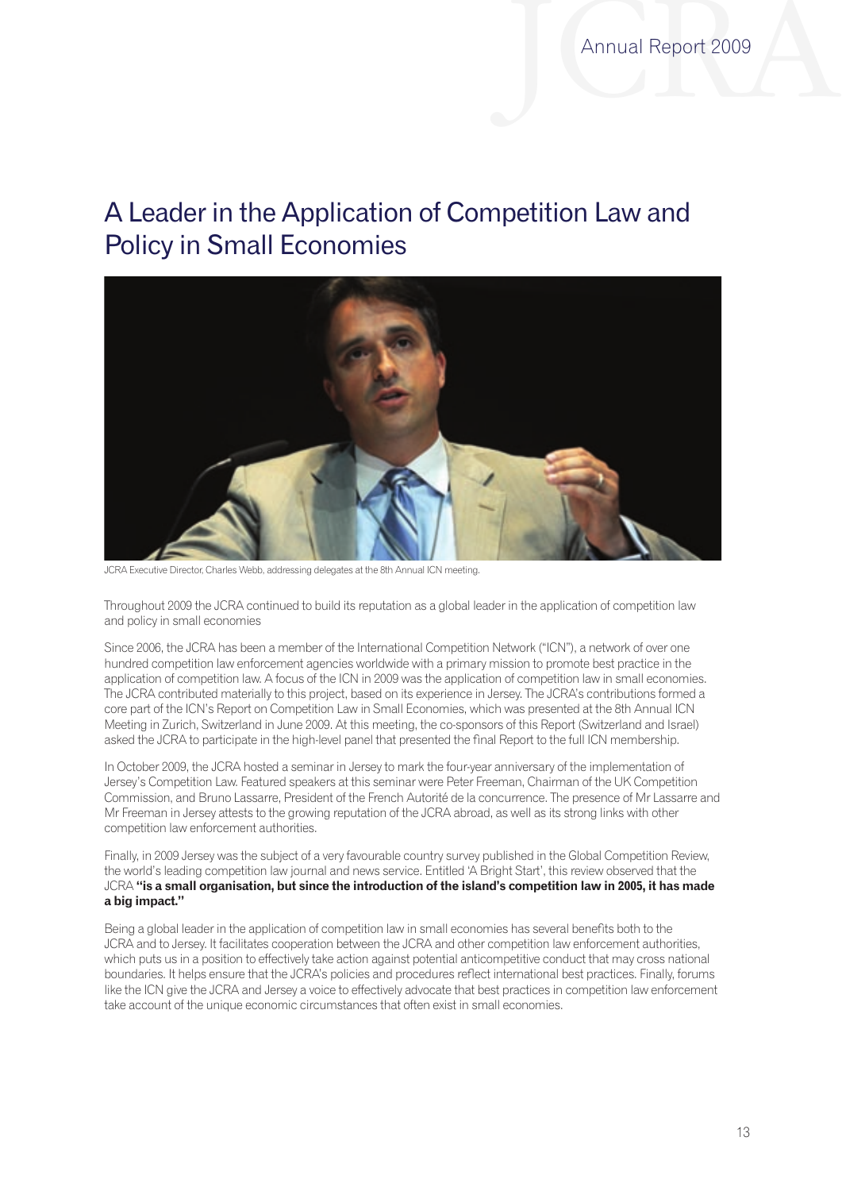# A Leader in the Application of Competition Law and Policy in Small Economies

JCRA Executive Director, Charles Webb, addressing delegates at the 8th Annual ICN meeting.

Throughout 2009 the JCRA continued to build its reputation as a global leader in the application of competition law and policy in small economies

Since 2006, the JCRA has been a member of the International Competition Network ("ICN"), a network of over one hundred competition law enforcement agencies worldwide with a primary mission to promote best practice in the application of competition law. A focus of the ICN in 2009 was the application of competition law in small economies. The JCRA contributed materially to this project, based on its experience in Jersey. The JCRA's contributions formed a core part of the ICN's Report on Competition Law in Small Economies, which was presented at the 8th Annual ICN Meeting in Zurich, Switzerland in June 2009. At this meeting, the co-sponsors of this Report (Switzerland and Israel) asked the JCRA to participate in the high-level panel that presented the final Report to the full ICN membership.

In October 2009, the JCRA hosted a seminar in Jersey to mark the four-year anniversary of the implementation of Jersey's Competition Law. Featured speakers at this seminar were Peter Freeman, Chairman of the UK Competition Commission, and Bruno Lassarre, President of the French Autorité de la concurrence. The presence of Mr Lassarre and Mr Freeman in Jersey attests to the growing reputation of the JCRA abroad, as well as its strong links with other competition law enforcement authorities.

Finally, in 2009 Jersey was the subject of a very favourable country survey published in the Global Competition Review, the world's leading competition law journal and news service. Entitled 'A Bright Start', this review observed that the JCRA **"is a small organisation, but since the introduction of the island's competition law in 2005, it has made a big impact."**

Being a global leader in the application of competition law in small economies has several benefits both to the JCRA and to Jersey. It facilitates cooperation between the JCRA and other competition law enforcement authorities, which puts us in a position to effectively take action against potential anticompetitive conduct that may cross national boundaries. It helps ensure that the JCRA's policies and procedures reflect international best practices. Finally, forums like the ICN give the JCRA and Jersey a voice to effectively advocate that best practices in competition law enforcement take account of the unique economic circumstances that often exist in small economies.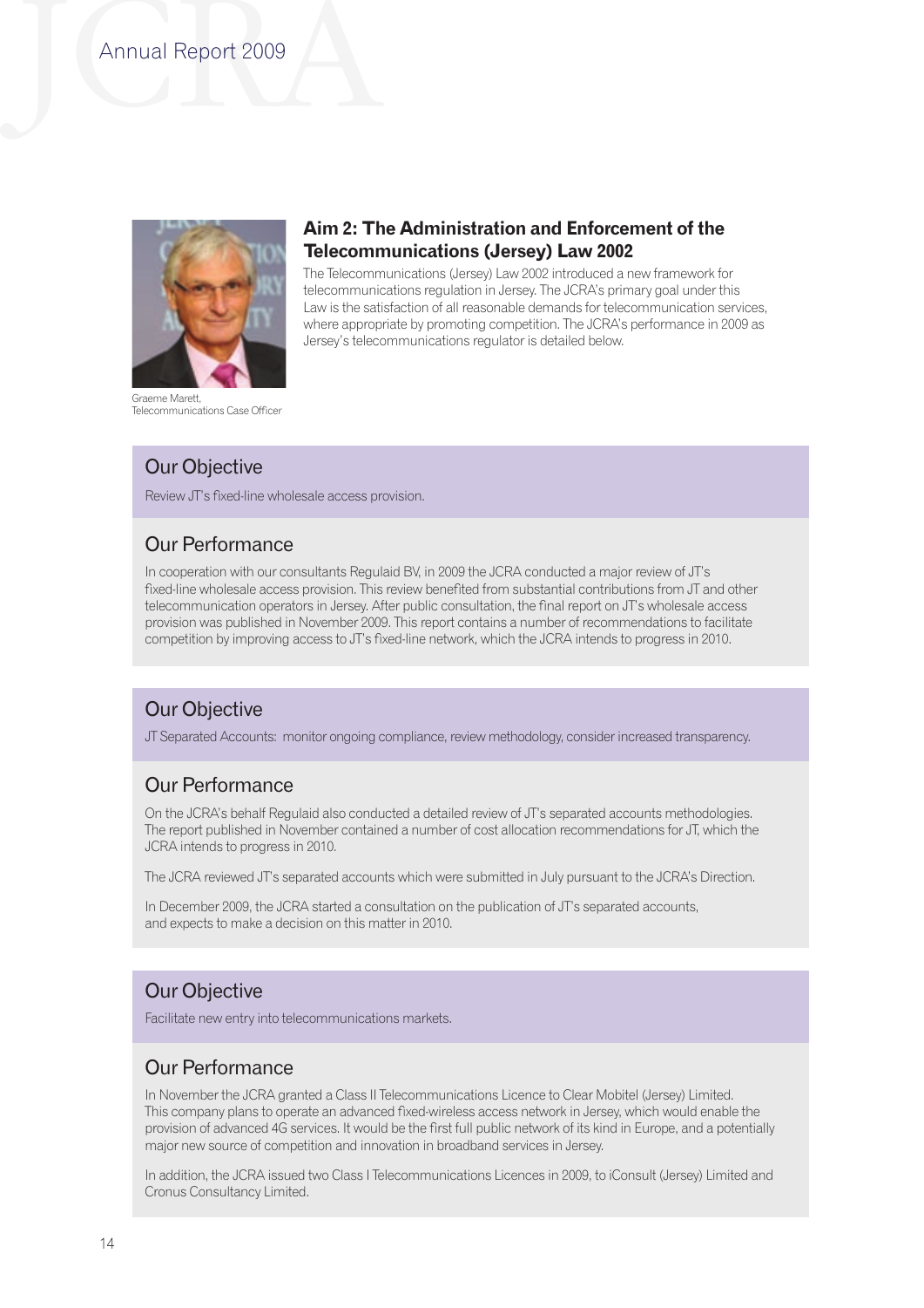## Aim 2: The Administration and Enforcement of the Telecommunications (Jersey) Law 2002

The Telecommunications (Jersey) Law 2002 introduced a new framework for telecommunications regulation in Jersey. The JCRA's primary goal under this Law is the satisfaction of all reasonable demands for telecommunication services, where appropriate by promoting competition. The JCRA's performance in 2009 as Jersey's telecommunications regulator is detailed below.

Graeme Marett,
Telecommunications Case Officer

### Our Objective

Review JT's fixed-line wholesale access provision.

### Our Performance

In cooperation with our consultants Regulaid BV, in 2009 the JCRA conducted a major review of JT's fixed-line wholesale access provision. This review benefited from substantial contributions from JT and other telecommunication operators in Jersey. After public consultation, the final report on JT's wholesale access provision was published in November 2009. This report contains a number of recommendations to facilitate competition by improving access to JT's fixed-line network, which the JCRA intends to progress in 2010.

### Our Objective

JT Separated Accounts: monitor ongoing compliance, review methodology, consider increased transparency.

### Our Performance

On the JCRA's behalf Regulaid also conducted a detailed review of JT's separated accounts methodologies. The report published in November contained a number of cost allocation recommendations for JT, which the JCRA intends to progress in 2010.

The JCRA reviewed JT's separated accounts which were submitted in July pursuant to the JCRA's Direction.

In December 2009, the JCRA started a consultation on the publication of JT's separated accounts, and expects to make a decision on this matter in 2010.

### Our Objective

Facilitate new entry into telecommunications markets.

### Our Performance

In November the JCRA granted a Class II Telecommunications Licence to Clear Mobitel (Jersey) Limited. This company plans to operate an advanced fixed-wireless access network in Jersey, which would enable the provision of advanced 4G services. It would be the first full public network of its kind in Europe, and a potentially major new source of competition and innovation in broadband services in Jersey.

In addition, the JCRA issued two Class I Telecommunications Licences in 2009, to iConsult (Jersey) Limited and Cronus Consultancy Limited.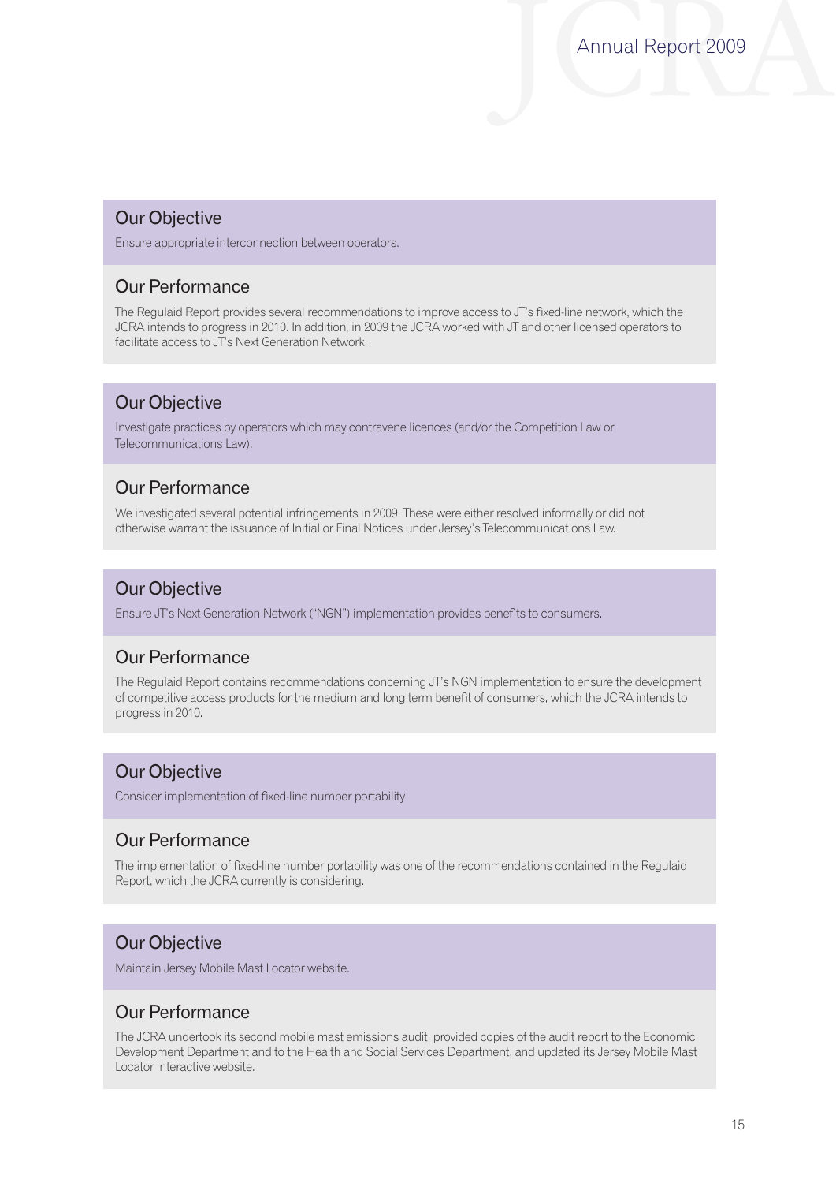## Our Objective

Ensure appropriate interconnection between operators.

## Our Performance

The Regulaid Report provides several recommendations to improve access to JT's fixed-line network, which the JCRA intends to progress in 2010. In addition, in 2009 the JCRA worked with JT and other licensed operators to facilitate access to JT's Next Generation Network.

## Our Objective

Investigate practices by operators which may contravene licences (and/or the Competition Law or Telecommunications Law).

## Our Performance

We investigated several potential infringements in 2009. These were either resolved informally or did not otherwise warrant the issuance of Initial or Final Notices under Jersey's Telecommunications Law.

## Our Objective

Ensure JT's Next Generation Network ("NGN") implementation provides benefits to consumers.

## Our Performance

The Regulaid Report contains recommendations concerning JT's NGN implementation to ensure the development of competitive access products for the medium and long term benefit of consumers, which the JCRA intends to progress in 2010.

## Our Objective

Consider implementation of fixed-line number portability

## Our Performance

The implementation of fixed-line number portability was one of the recommendations contained in the Regulaid Report, which the JCRA currently is considering.

## Our Objective

Maintain Jersey Mobile Mast Locator website.

## Our Performance

The JCRA undertook its second mobile mast emissions audit, provided copies of the audit report to the Economic Development Department and to the Health and Social Services Department, and updated its Jersey Mobile Mast Locator interactive website.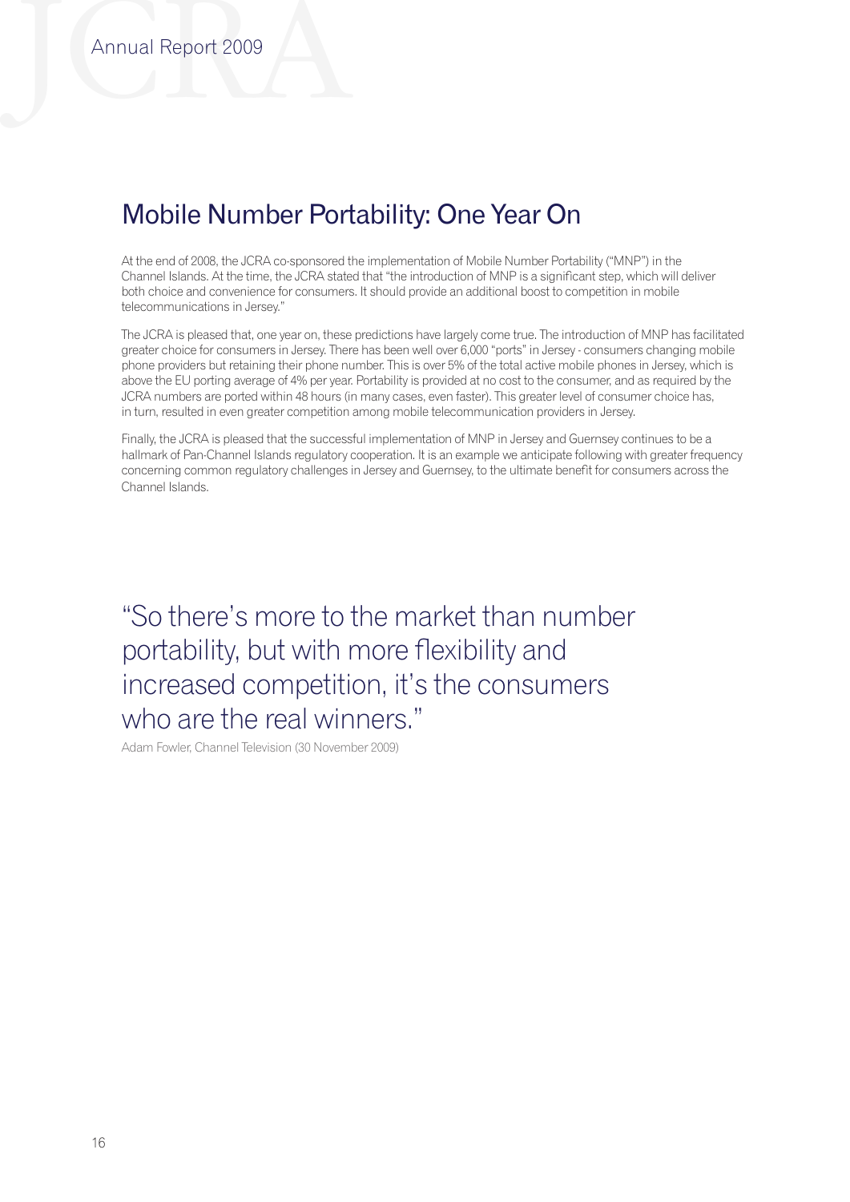## Mobile Number Portability: One Year On

At the end of 2008, the JCRA co-sponsored the implementation of Mobile Number Portability ("MNP") in the Channel Islands. At the time, the JCRA stated that "the introduction of MNP is a significant step, which will deliver both choice and convenience for consumers. It should provide an additional boost to competition in mobile telecommunications in Jersey."

The JCRA is pleased that, one year on, these predictions have largely come true. The introduction of MNP has facilitated greater choice for consumers in Jersey. There has been well over 6,000 "ports" in Jersey - consumers changing mobile phone providers but retaining their phone number. This is over 5% of the total active mobile phones in Jersey, which is above the EU porting average of 4% per year. Portability is provided at no cost to the consumer, and as required by the JCRA numbers are ported within 48 hours (in many cases, even faster). This greater level of consumer choice has, in turn, resulted in even greater competition among mobile telecommunication providers in Jersey.

Finally, the JCRA is pleased that the successful implementation of MNP in Jersey and Guernsey continues to be a hallmark of Pan-Channel Islands regulatory cooperation. It is an example we anticipate following with greater frequency concerning common regulatory challenges in Jersey and Guernsey, to the ultimate benefit for consumers across the Channel Islands.

> "So there's more to the market than number portability, but with more flexibility and increased competition, it's the consumers who are the real winners."

Adam Fowler, Channel Television (30 November 2009)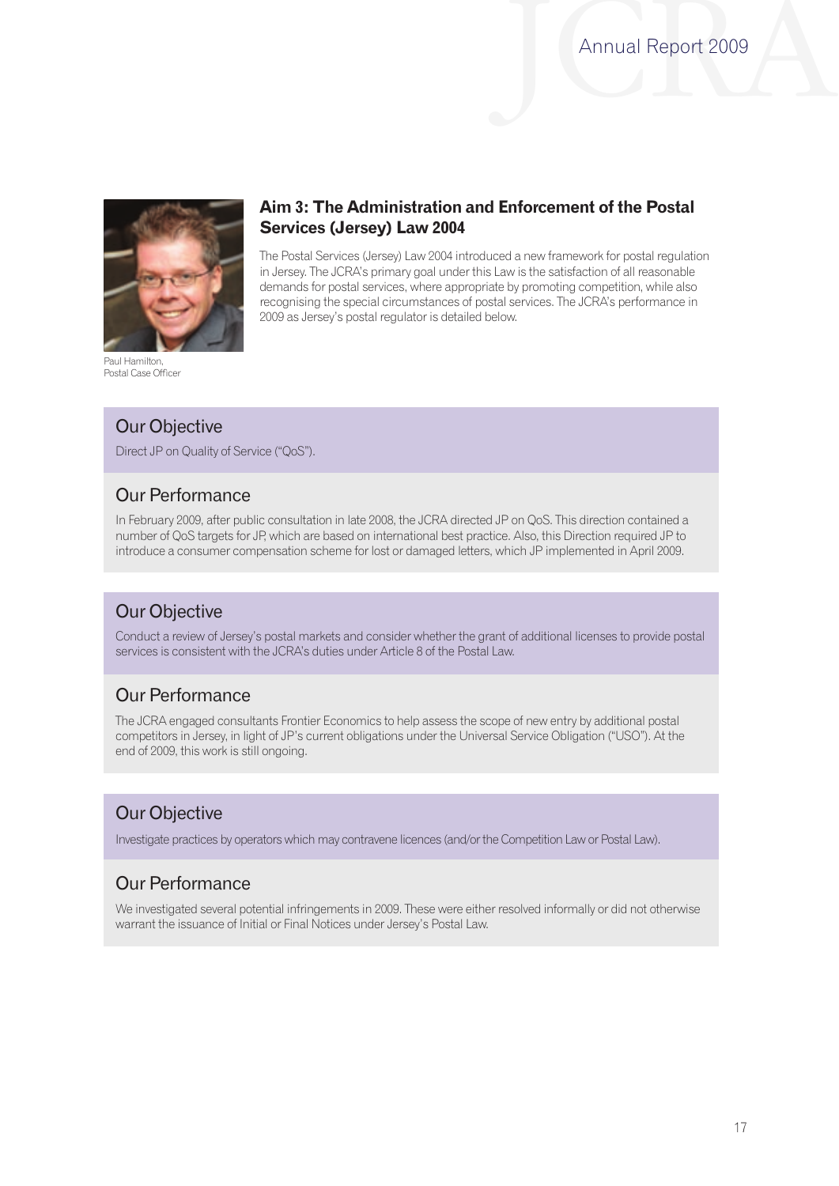## Aim 3: The Administration and Enforcement of the Postal Services (Jersey) Law 2004

The Postal Services (Jersey) Law 2004 introduced a new framework for postal regulation in Jersey. The JCRA's primary goal under this Law is the satisfaction of all reasonable demands for postal services, where appropriate by promoting competition, while also recognising the special circumstances of postal services. The JCRA's performance in 2009 as Jersey's postal regulator is detailed below.

Paul Hamilton,
Postal Case Officer

### Our Objective

Direct JP on Quality of Service ("QoS").

### Our Performance

In February 2009, after public consultation in late 2008, the JCRA directed JP on QoS. This direction contained a number of QoS targets for JP, which are based on international best practice. Also, this Direction required JP to introduce a consumer compensation scheme for lost or damaged letters, which JP implemented in April 2009.

### Our Objective

Conduct a review of Jersey's postal markets and consider whether the grant of additional licenses to provide postal services is consistent with the JCRA's duties under Article 8 of the Postal Law.

### Our Performance

The JCRA engaged consultants Frontier Economics to help assess the scope of new entry by additional postal competitors in Jersey, in light of JP's current obligations under the Universal Service Obligation ("USO"). At the end of 2009, this work is still ongoing.

### Our Objective

Investigate practices by operators which may contravene licences (and/or the Competition Law or Postal Law).

### Our Performance

We investigated several potential infringements in 2009. These were either resolved informally or did not otherwise warrant the issuance of Initial or Final Notices under Jersey's Postal Law.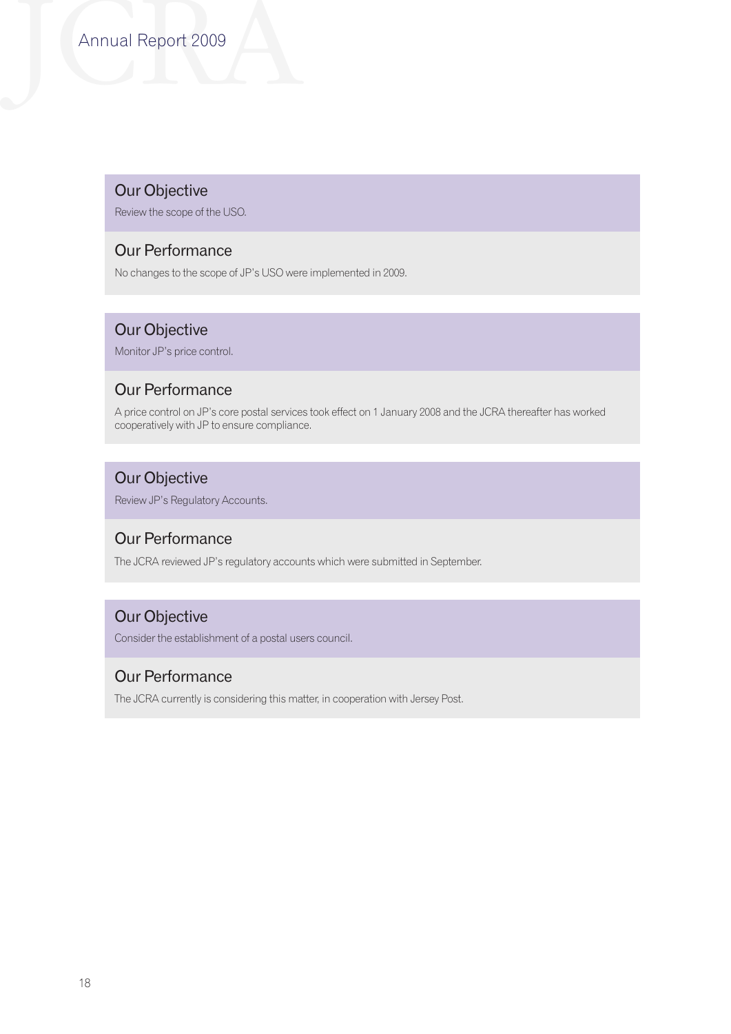### Our Objective

Review the scope of the USO.

### Our Performance

No changes to the scope of JP's USO were implemented in 2009.

### Our Objective

Monitor JP's price control.

### Our Performance

A price control on JP's core postal services took effect on 1 January 2008 and the JCRA thereafter has worked cooperatively with JP to ensure compliance.

### Our Objective

Review JP's Regulatory Accounts.

### Our Performance

The JCRA reviewed JP's regulatory accounts which were submitted in September.

### Our Objective

Consider the establishment of a postal users council.

### Our Performance

The JCRA currently is considering this matter, in cooperation with Jersey Post.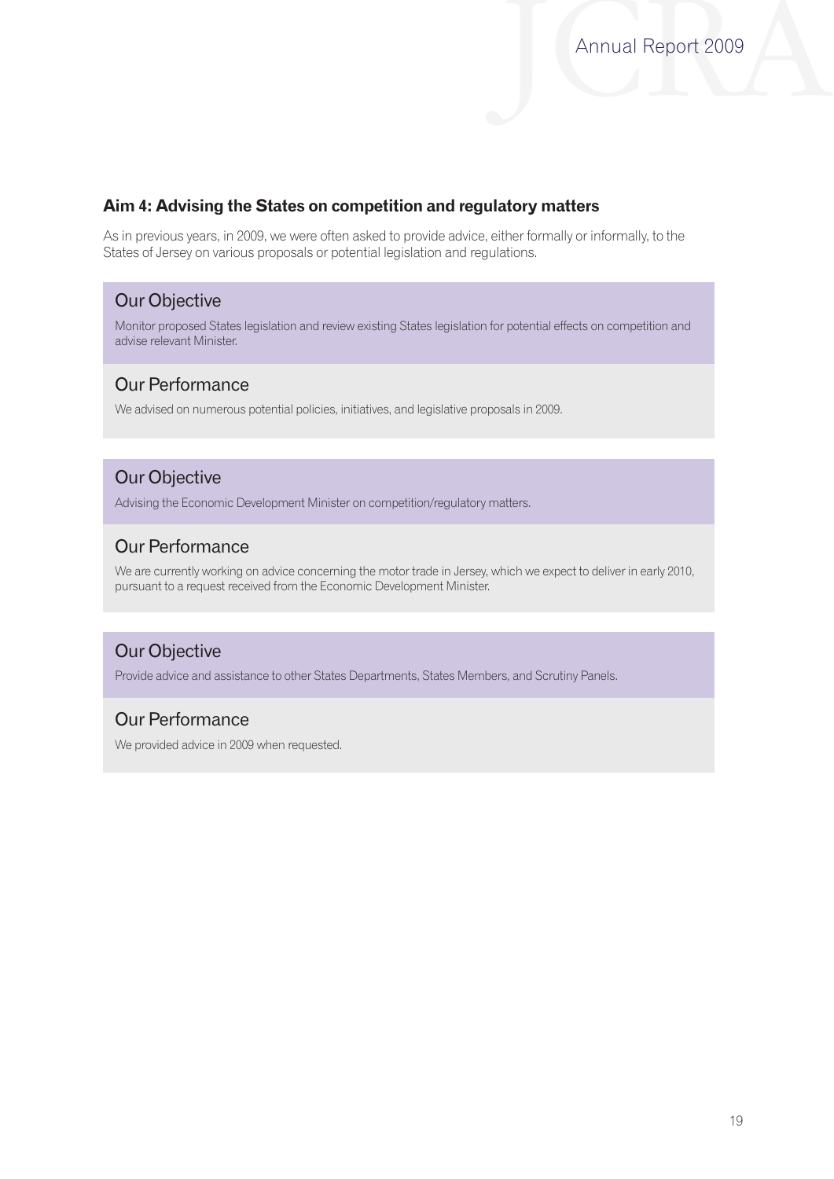## Aim 4: Advising the States on competition and regulatory matters

As in previous years, in 2009, we were often asked to provide advice, either formally or informally, to the States of Jersey on various proposals or potential legislation and regulations.

### Our Objective

Monitor proposed States legislation and review existing States legislation for potential effects on competition and advise relevant Minister.

### Our Performance

We advised on numerous potential policies, initiatives, and legislative proposals in 2009.

### Our Objective

Advising the Economic Development Minister on competition/regulatory matters.

### Our Performance

We are currently working on advice concerning the motor trade in Jersey, which we expect to deliver in early 2010, pursuant to a request received from the Economic Development Minister.

### Our Objective

Provide advice and assistance to other States Departments, States Members, and Scrutiny Panels.

### Our Performance

We provided advice in 2009 when requested.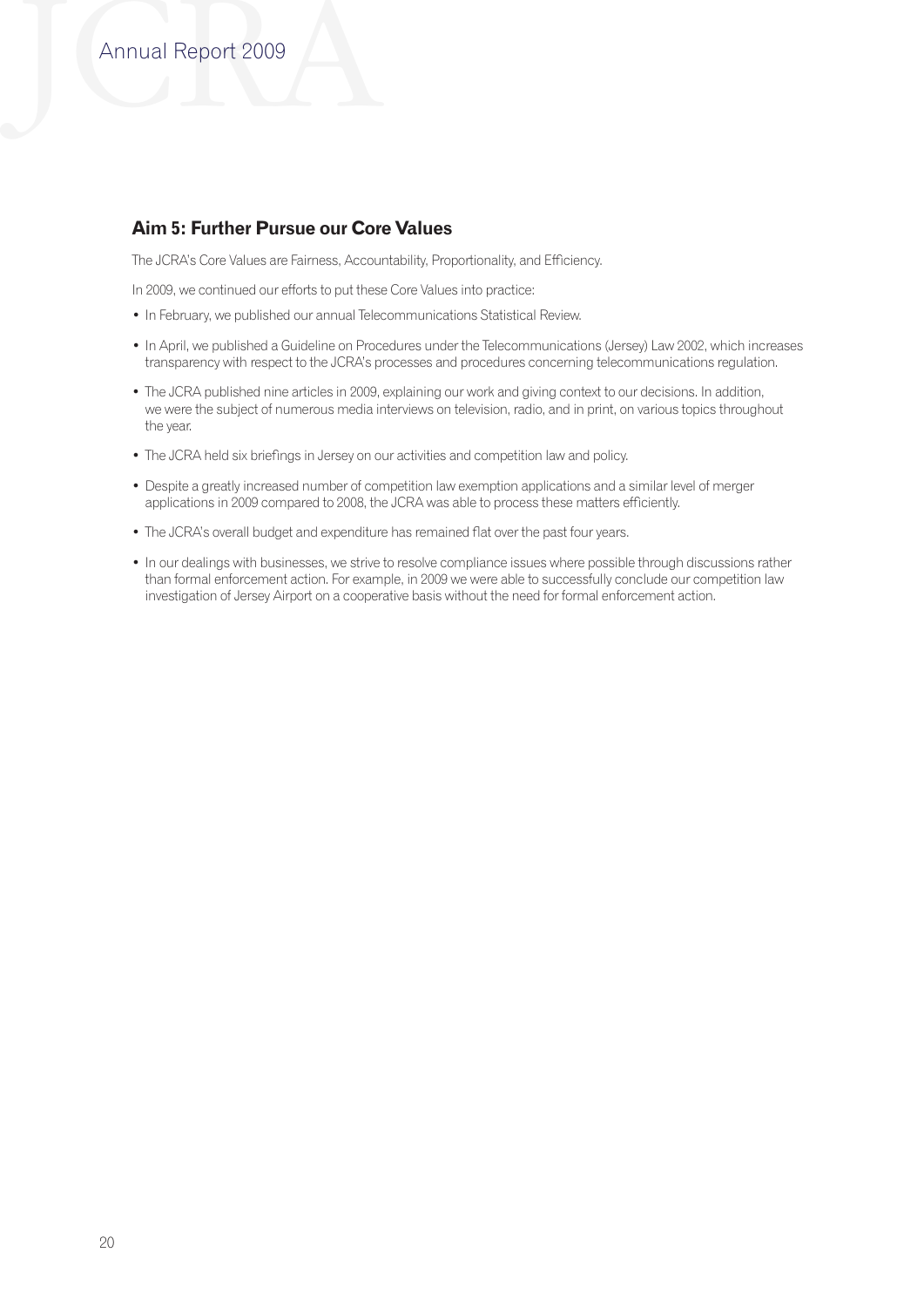## Aim 5: Further Pursue our Core Values

The JCRA's Core Values are Fairness, Accountability, Proportionality, and Efficiency.

In 2009, we continued our efforts to put these Core Values into practice:

- In February, we published our annual Telecommunications Statistical Review.
- In April, we published a Guideline on Procedures under the Telecommunications (Jersey) Law 2002, which increases transparency with respect to the JCRA's processes and procedures concerning telecommunications regulation.
- The JCRA published nine articles in 2009, explaining our work and giving context to our decisions. In addition, we were the subject of numerous media interviews on television, radio, and in print, on various topics throughout the year.
- The JCRA held six briefings in Jersey on our activities and competition law and policy.
- Despite a greatly increased number of competition law exemption applications and a similar level of merger applications in 2009 compared to 2008, the JCRA was able to process these matters efficiently.
- The JCRA's overall budget and expenditure has remained flat over the past four years.
- In our dealings with businesses, we strive to resolve compliance issues where possible through discussions rather than formal enforcement action. For example, in 2009 we were able to successfully conclude our competition law investigation of Jersey Airport on a cooperative basis without the need for formal enforcement action.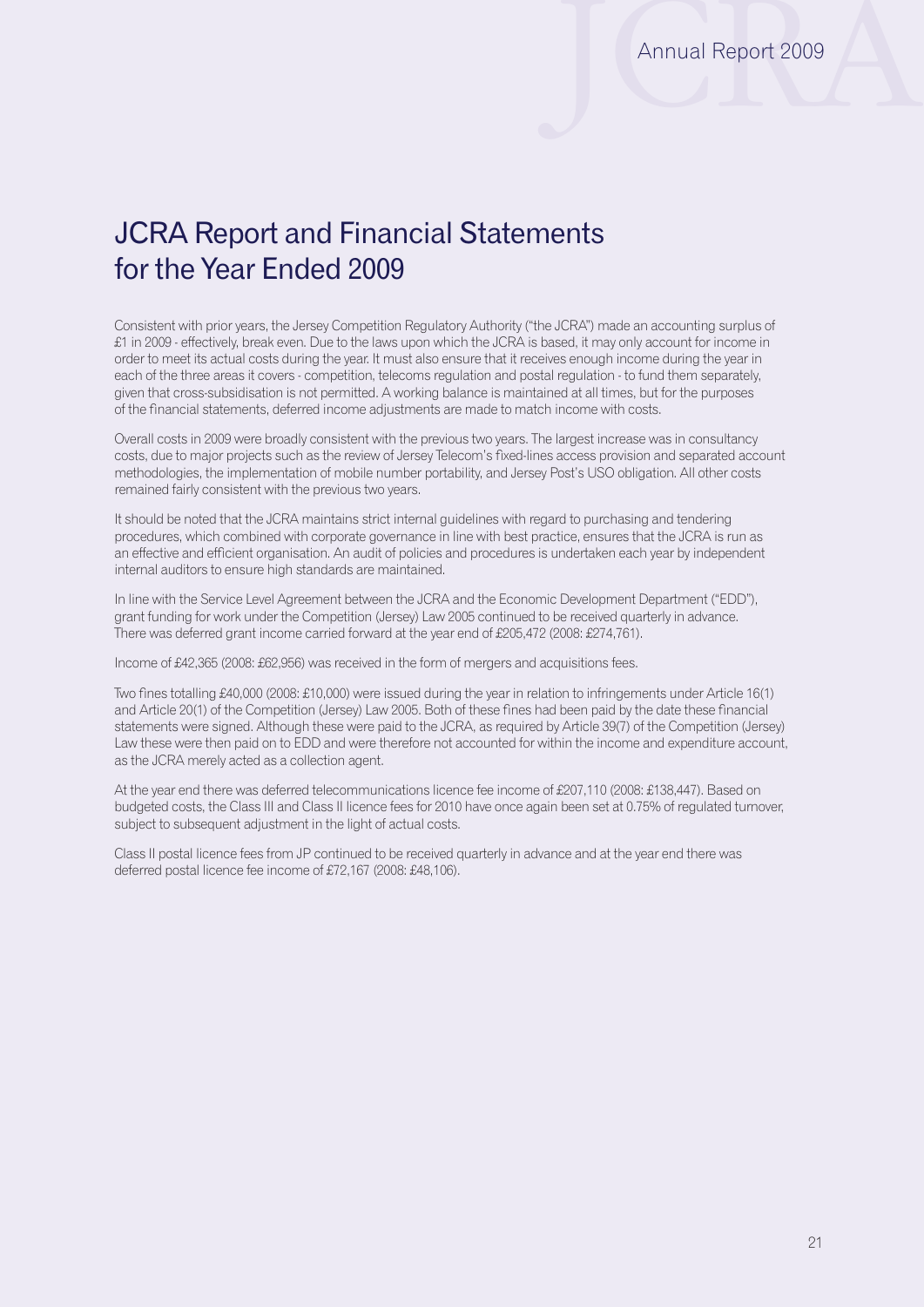# JCRA Report and Financial Statements for the Year Ended 2009

Consistent with prior years, the Jersey Competition Regulatory Authority ("the JCRA") made an accounting surplus of £1 in 2009 - effectively, break even. Due to the laws upon which the JCRA is based, it may only account for income in order to meet its actual costs during the year. It must also ensure that it receives enough income during the year in each of the three areas it covers - competition, telecoms regulation and postal regulation - to fund them separately, given that cross-subsidisation is not permitted. A working balance is maintained at all times, but for the purposes of the financial statements, deferred income adjustments are made to match income with costs.

Overall costs in 2009 were broadly consistent with the previous two years. The largest increase was in consultancy costs, due to major projects such as the review of Jersey Telecom's fixed-lines access provision and separated account methodologies, the implementation of mobile number portability, and Jersey Post's USO obligation. All other costs remained fairly consistent with the previous two years.

It should be noted that the JCRA maintains strict internal guidelines with regard to purchasing and tendering procedures, which combined with corporate governance in line with best practice, ensures that the JCRA is run as an effective and efficient organisation. An audit of policies and procedures is undertaken each year by independent internal auditors to ensure high standards are maintained.

In line with the Service Level Agreement between the JCRA and the Economic Development Department ("EDD"), grant funding for work under the Competition (Jersey) Law 2005 continued to be received quarterly in advance. There was deferred grant income carried forward at the year end of £205,472 (2008: £274,761).

Income of £42,365 (2008: £62,956) was received in the form of mergers and acquisitions fees.

Two fines totalling £40,000 (2008: £10,000) were issued during the year in relation to infringements under Article 16(1) and Article 20(1) of the Competition (Jersey) Law 2005. Both of these fines had been paid by the date these financial statements were signed. Although these were paid to the JCRA, as required by Article 39(7) of the Competition (Jersey) Law these were then paid on to EDD and were therefore not accounted for within the income and expenditure account, as the JCRA merely acted as a collection agent.

At the year end there was deferred telecommunications licence fee income of £207,110 (2008: £138,447). Based on budgeted costs, the Class III and Class II licence fees for 2010 have once again been set at 0.75% of regulated turnover, subject to subsequent adjustment in the light of actual costs.

Class II postal licence fees from JP continued to be received quarterly in advance and at the year end there was deferred postal licence fee income of £72,167 (2008: £48,106).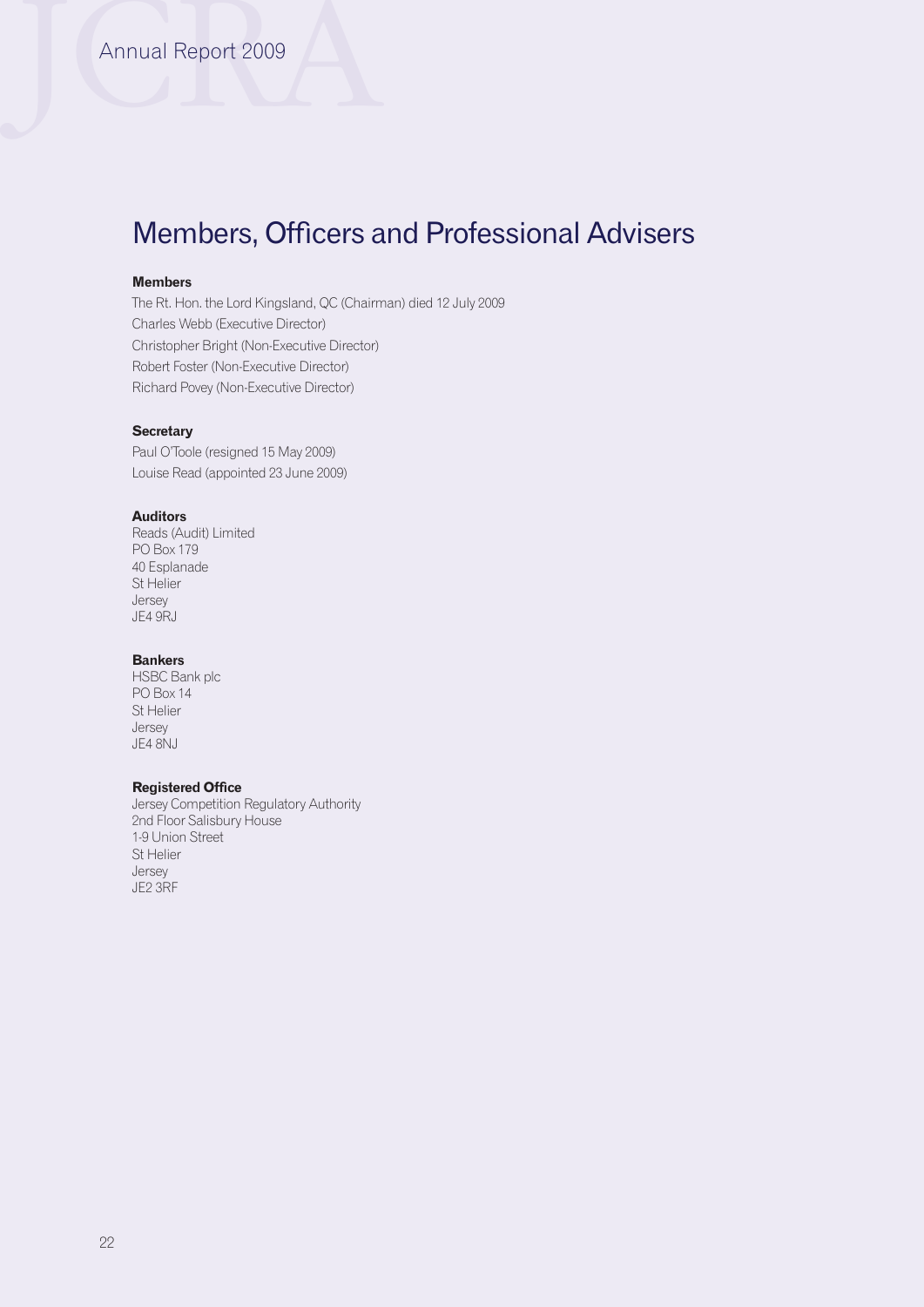# Members, Officers and Professional Advisers

**Members**

The Rt. Hon. the Lord Kingsland, QC (Chairman) died 12 July 2009
Charles Webb (Executive Director)
Christopher Bright (Non-Executive Director)
Robert Foster (Non-Executive Director)
Richard Povey (Non-Executive Director)

**Secretary**

Paul O'Toole (resigned 15 May 2009)
Louise Read (appointed 23 June 2009)

**Auditors**

Reads (Audit) Limited
PO Box 179
40 Esplanade
St Helier
Jersey
JE4 9RJ

**Bankers**

HSBC Bank plc
PO Box 14
St Helier
Jersey
JE4 8NJ

**Registered Office**

Jersey Competition Regulatory Authority
2nd Floor Salisbury House
1-9 Union Street
St Helier
Jersey
JE2 3RF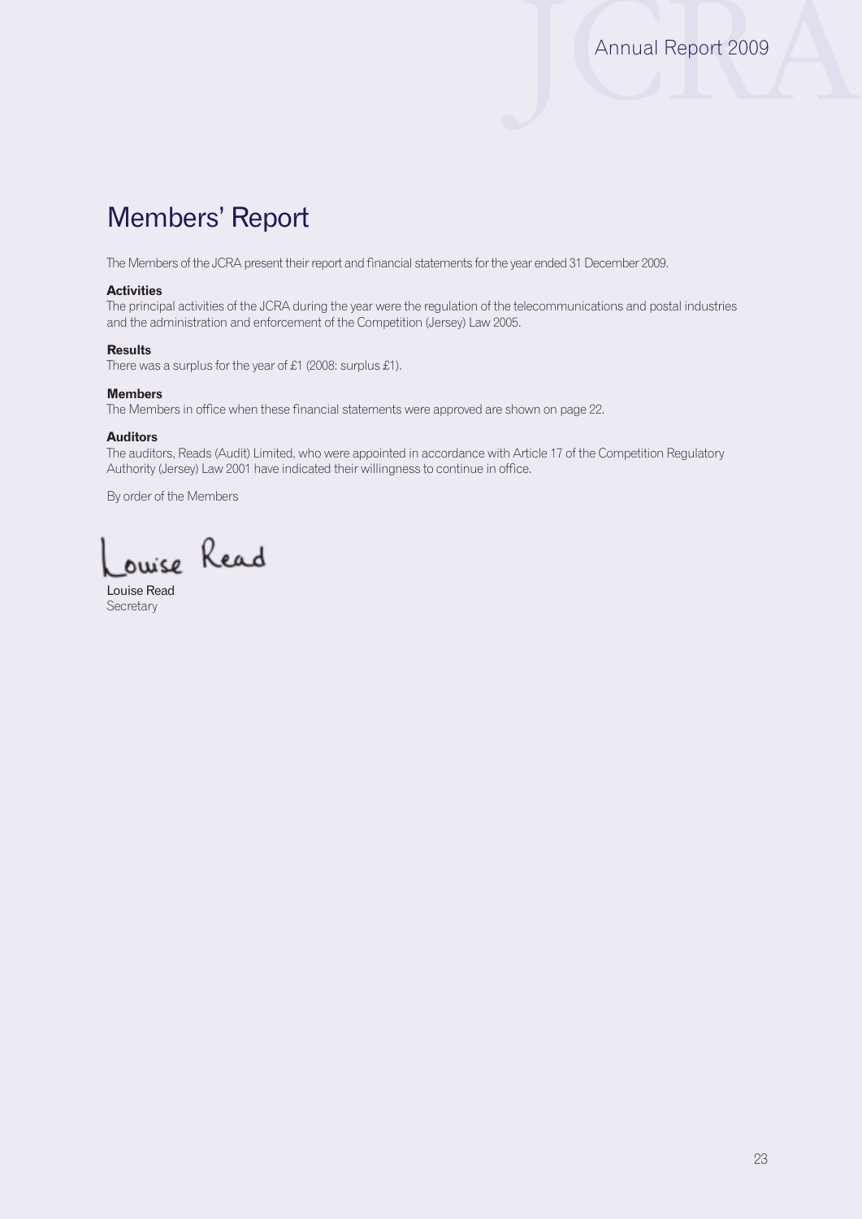# Members' Report

The Members of the JCRA present their report and financial statements for the year ended 31 December 2009.

**Activities**
The principal activities of the JCRA during the year were the regulation of the telecommunications and postal industries and the administration and enforcement of the Competition (Jersey) Law 2005.

**Results**
There was a surplus for the year of £1 (2008: surplus £1).

**Members**
The Members in office when these financial statements were approved are shown on page 22.

**Auditors**
The auditors, Reads (Audit) Limited, who were appointed in accordance with Article 17 of the Competition Regulatory Authority (Jersey) Law 2001 have indicated their willingness to continue in office.

By order of the Members

Louise Read

Louise Read
Secretary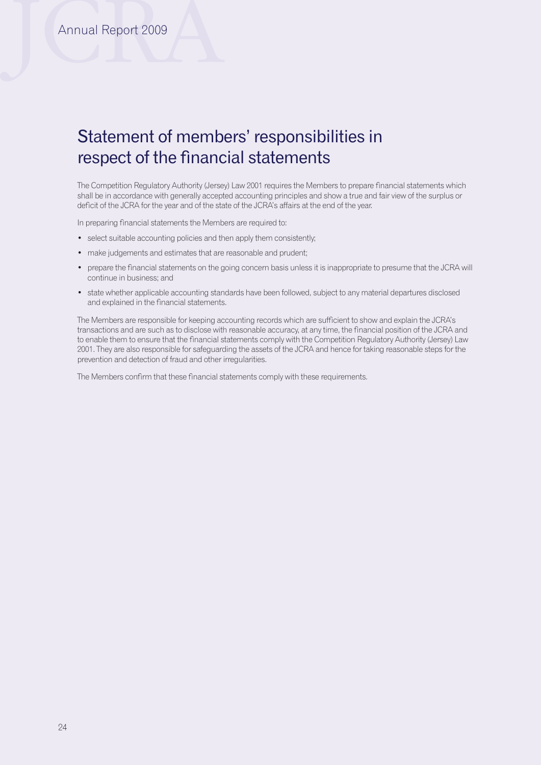# Statement of members' responsibilities in respect of the financial statements

The Competition Regulatory Authority (Jersey) Law 2001 requires the Members to prepare financial statements which shall be in accordance with generally accepted accounting principles and show a true and fair view of the surplus or deficit of the JCRA for the year and of the state of the JCRA's affairs at the end of the year.

In preparing financial statements the Members are required to:

- select suitable accounting policies and then apply them consistently;
- make judgements and estimates that are reasonable and prudent;
- prepare the financial statements on the going concern basis unless it is inappropriate to presume that the JCRA will continue in business; and
- state whether applicable accounting standards have been followed, subject to any material departures disclosed and explained in the financial statements.

The Members are responsible for keeping accounting records which are sufficient to show and explain the JCRA's transactions and are such as to disclose with reasonable accuracy, at any time, the financial position of the JCRA and to enable them to ensure that the financial statements comply with the Competition Regulatory Authority (Jersey) Law 2001. They are also responsible for safeguarding the assets of the JCRA and hence for taking reasonable steps for the prevention and detection of fraud and other irregularities.

The Members confirm that these financial statements comply with these requirements.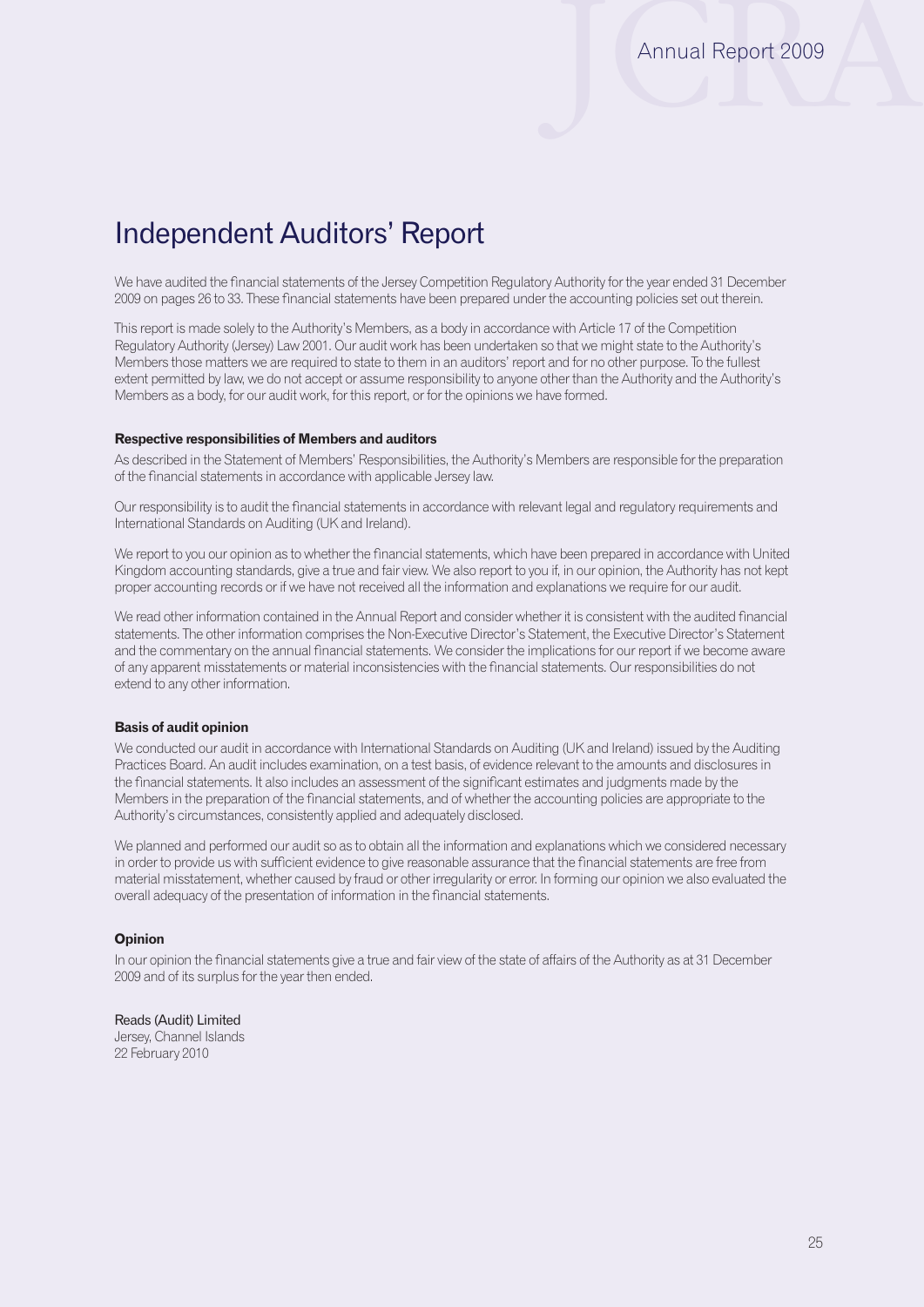# Independent Auditors' Report

We have audited the financial statements of the Jersey Competition Regulatory Authority for the year ended 31 December 2009 on pages 26 to 33. These financial statements have been prepared under the accounting policies set out therein.

This report is made solely to the Authority's Members, as a body in accordance with Article 17 of the Competition Regulatory Authority (Jersey) Law 2001. Our audit work has been undertaken so that we might state to the Authority's Members those matters we are required to state to them in an auditors' report and for no other purpose. To the fullest extent permitted by law, we do not accept or assume responsibility to anyone other than the Authority and the Authority's Members as a body, for our audit work, for this report, or for the opinions we have formed.

**Respective responsibilities of Members and auditors**

As described in the Statement of Members' Responsibilities, the Authority's Members are responsible for the preparation of the financial statements in accordance with applicable Jersey law.

Our responsibility is to audit the financial statements in accordance with relevant legal and regulatory requirements and International Standards on Auditing (UK and Ireland).

We report to you our opinion as to whether the financial statements, which have been prepared in accordance with United Kingdom accounting standards, give a true and fair view. We also report to you if, in our opinion, the Authority has not kept proper accounting records or if we have not received all the information and explanations we require for our audit.

We read other information contained in the Annual Report and consider whether it is consistent with the audited financial statements. The other information comprises the Non-Executive Director's Statement, the Executive Director's Statement and the commentary on the annual financial statements. We consider the implications for our report if we become aware of any apparent misstatements or material inconsistencies with the financial statements. Our responsibilities do not extend to any other information.

**Basis of audit opinion**

We conducted our audit in accordance with International Standards on Auditing (UK and Ireland) issued by the Auditing Practices Board. An audit includes examination, on a test basis, of evidence relevant to the amounts and disclosures in the financial statements. It also includes an assessment of the significant estimates and judgments made by the Members in the preparation of the financial statements, and of whether the accounting policies are appropriate to the Authority's circumstances, consistently applied and adequately disclosed.

We planned and performed our audit so as to obtain all the information and explanations which we considered necessary in order to provide us with sufficient evidence to give reasonable assurance that the financial statements are free from material misstatement, whether caused by fraud or other irregularity or error. In forming our opinion we also evaluated the overall adequacy of the presentation of information in the financial statements.

**Opinion**

In our opinion the financial statements give a true and fair view of the state of affairs of the Authority as at 31 December 2009 and of its surplus for the year then ended.

Reads (Audit) Limited
Jersey, Channel Islands
22 February 2010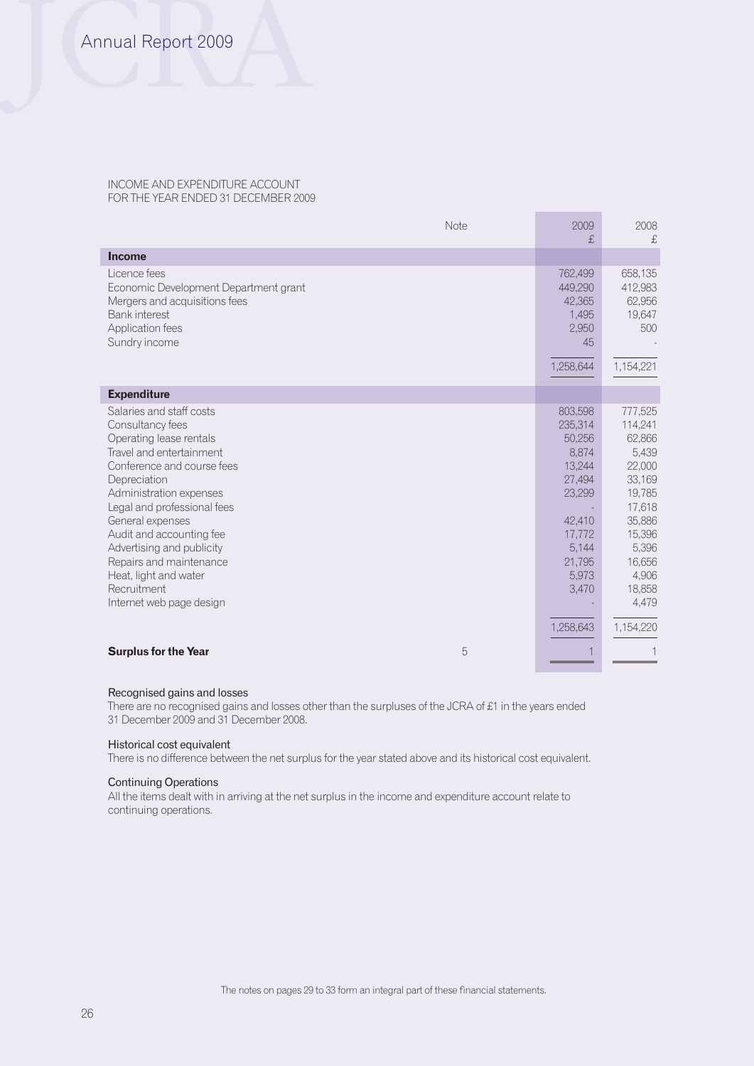INCOME AND EXPENDITURE ACCOUNT
FOR THE YEAR ENDED 31 DECEMBER 2009

| | Note | 2009 £ | 2008 £ |
|---|---|---|---|
| **Income** | | | |
| Licence fees | | 762,499 | 658,135 |
| Economic Development Department grant | | 449,290 | 412,983 |
| Mergers and acquisitions fees | | 42,365 | 62,956 |
| Bank interest | | 1,495 | 19,647 |
| Application fees | | 2,950 | 500 |
| Sundry income | | 45 | - |
| | | 1,258,644 | 1,154,221 |
| **Expenditure** | | | |
| Salaries and staff costs | | 803,598 | 777,525 |
| Consultancy fees | | 235,314 | 114,241 |
| Operating lease rentals | | 50,256 | 62,866 |
| Travel and entertainment | | 8,874 | 5,439 |
| Conference and course fees | | 13,244 | 22,000 |
| Depreciation | | 27,494 | 33,169 |
| Administration expenses | | 23,299 | 19,785 |
| Legal and professional fees | | - | 17,618 |
| General expenses | | 42,410 | 35,886 |
| Audit and accounting fee | | 17,772 | 15,396 |
| Advertising and publicity | | 5,144 | 5,396 |
| Repairs and maintenance | | 21,795 | 16,656 |
| Heat, light and water | | 5,973 | 4,906 |
| Recruitment | | 3,470 | 18,858 |
| Internet web page design | | - | 4,479 |
| | | 1,258,643 | 1,154,220 |
| **Surplus for the Year** | 5 | 1 | 1 |

Recognised gains and losses
There are no recognised gains and losses other than the surpluses of the JCRA of £1 in the years ended 31 December 2009 and 31 December 2008.

Historical cost equivalent
There is no difference between the net surplus for the year stated above and its historical cost equivalent.

Continuing Operations
All the items dealt with in arriving at the net surplus in the income and expenditure account relate to continuing operations.

The notes on pages 29 to 33 form an integral part of these financial statements.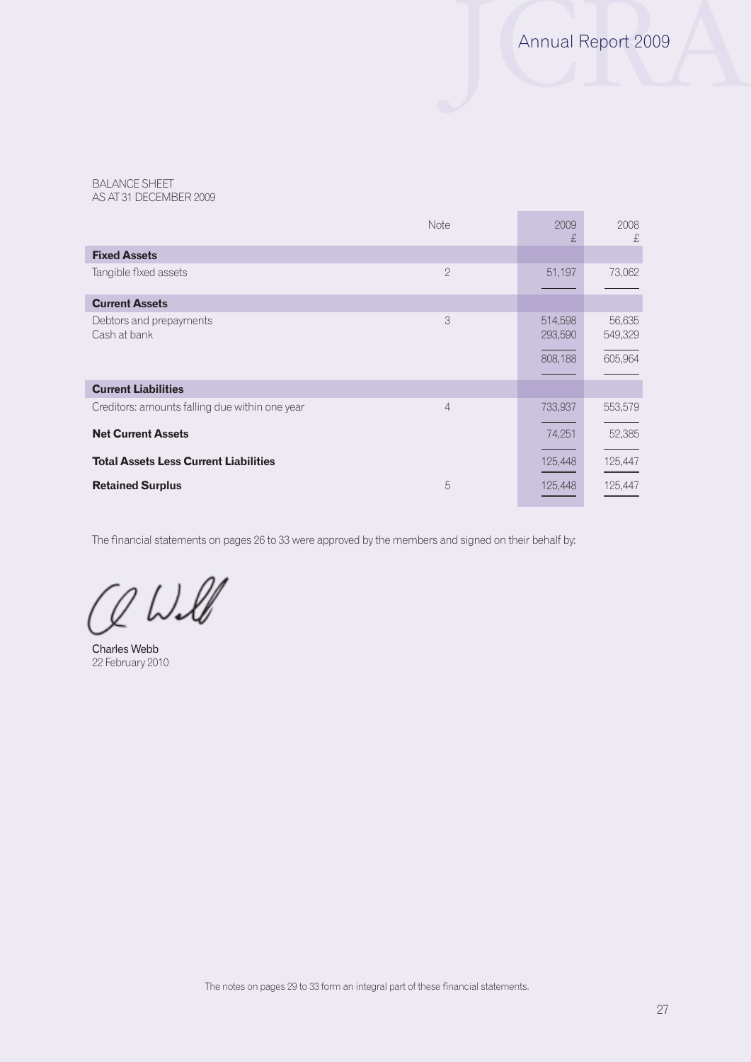BALANCE SHEET
AS AT 31 DECEMBER 2009

| | Note | 2009 £ | 2008 £ |
|---|---|---|---|
| **Fixed Assets** | | | |
| Tangible fixed assets | 2 | 51,197 | 73,062 |
| **Current Assets** | | | |
| Debtors and prepayments | 3 | 514,598 | 56,635 |
| Cash at bank | | 293,590 | 549,329 |
| | | 808,188 | 605,964 |
| **Current Liabilities** | | | |
| Creditors: amounts falling due within one year | 4 | 733,937 | 553,579 |
| **Net Current Assets** | | 74,251 | 52,385 |
| **Total Assets Less Current Liabilities** | | 125,448 | 125,447 |
| **Retained Surplus** | 5 | 125,448 | 125,447 |

The financial statements on pages 26 to 33 were approved by the members and signed on their behalf by:

Charles Webb
22 February 2010

The notes on pages 29 to 33 form an integral part of these financial statements.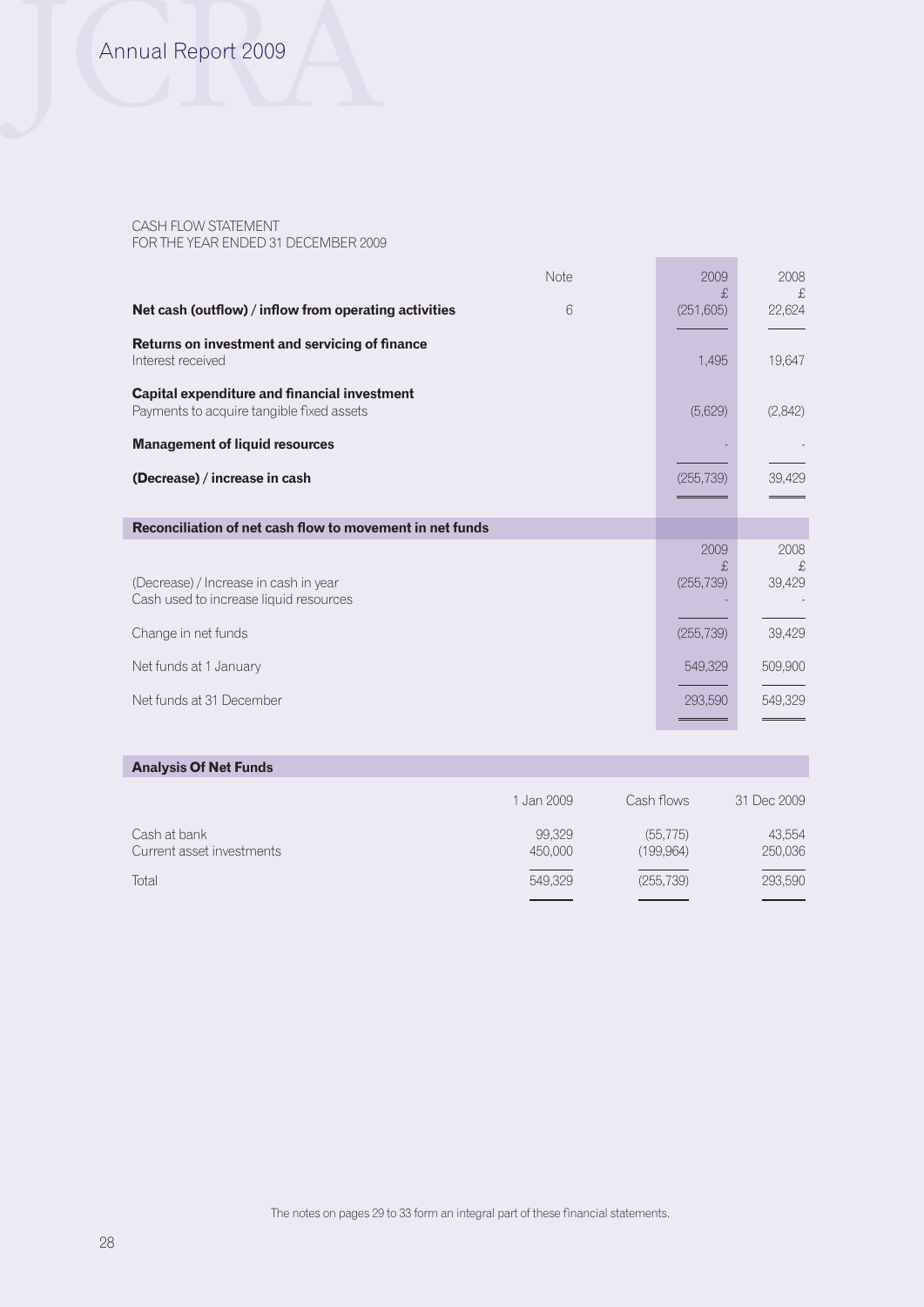CASH FLOW STATEMENT
FOR THE YEAR ENDED 31 DECEMBER 2009

| | Note | 2009<br>£ | 2008<br>£ |
|---|---|---|---|
| **Net cash (outflow) / inflow from operating activities** | 6 | (251,605) | 22,624 |
| **Returns on investment and servicing of finance** | | | |
| Interest received | | 1,495 | 19,647 |
| **Capital expenditure and financial investment** | | | |
| Payments to acquire tangible fixed assets | | (5,629) | (2,842) |
| **Management of liquid resources** | | - | - |
| **(Decrease) / increase in cash** | | (255,739) | 39,429 |

## Reconciliation of net cash flow to movement in net funds

| | 2009<br>£ | 2008<br>£ |
|---|---|---|
| (Decrease) / Increase in cash in year | (255,739) | 39,429 |
| Cash used to increase liquid resources | - | - |
| Change in net funds | (255,739) | 39,429 |
| Net funds at 1 January | 549,329 | 509,900 |
| Net funds at 31 December | 293,590 | 549,329 |

## Analysis Of Net Funds

| | 1 Jan 2009 | Cash flows | 31 Dec 2009 |
|---|---|---|---|
| Cash at bank | 99,329 | (55,775) | 43,554 |
| Current asset investments | 450,000 | (199,964) | 250,036 |
| Total | 549,329 | (255,739) | 293,590 |

The notes on pages 29 to 33 form an integral part of these financial statements.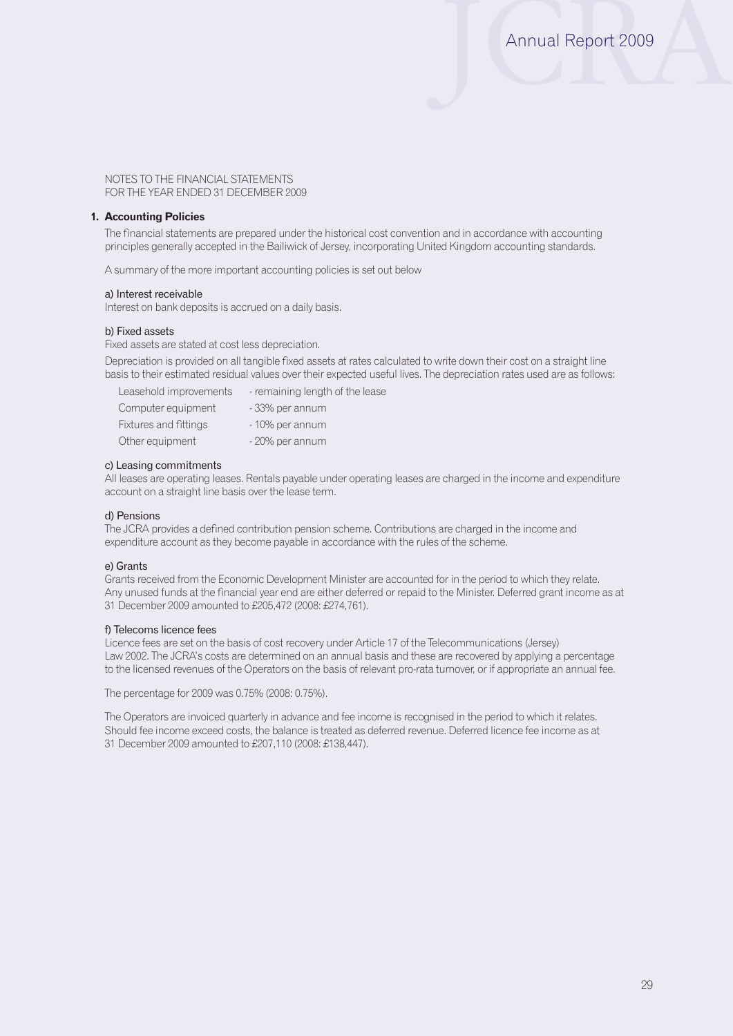NOTES TO THE FINANCIAL STATEMENTS
FOR THE YEAR ENDED 31 DECEMBER 2009

## 1. Accounting Policies

The financial statements are prepared under the historical cost convention and in accordance with accounting principles generally accepted in the Bailiwick of Jersey, incorporating United Kingdom accounting standards.

A summary of the more important accounting policies is set out below

### a) Interest receivable

Interest on bank deposits is accrued on a daily basis.

### b) Fixed assets

Fixed assets are stated at cost less depreciation.

Depreciation is provided on all tangible fixed assets at rates calculated to write down their cost on a straight line basis to their estimated residual values over their expected useful lives. The depreciation rates used are as follows:

| | |
|---|---|
| Leasehold improvements | - remaining length of the lease |
| Computer equipment | - 33% per annum |
| Fixtures and fittings | - 10% per annum |
| Other equipment | - 20% per annum |

### c) Leasing commitments

All leases are operating leases. Rentals payable under operating leases are charged in the income and expenditure account on a straight line basis over the lease term.

### d) Pensions

The JCRA provides a defined contribution pension scheme. Contributions are charged in the income and expenditure account as they become payable in accordance with the rules of the scheme.

### e) Grants

Grants received from the Economic Development Minister are accounted for in the period to which they relate. Any unused funds at the financial year end are either deferred or repaid to the Minister. Deferred grant income as at 31 December 2009 amounted to £205,472 (2008: £274,761).

### f) Telecoms licence fees

Licence fees are set on the basis of cost recovery under Article 17 of the Telecommunications (Jersey) Law 2002. The JCRA's costs are determined on an annual basis and these are recovered by applying a percentage to the licensed revenues of the Operators on the basis of relevant pro-rata turnover, or if appropriate an annual fee.

The percentage for 2009 was 0.75% (2008: 0.75%).

The Operators are invoiced quarterly in advance and fee income is recognised in the period to which it relates. Should fee income exceed costs, the balance is treated as deferred revenue. Deferred licence fee income as at 31 December 2009 amounted to £207,110 (2008: £138,447).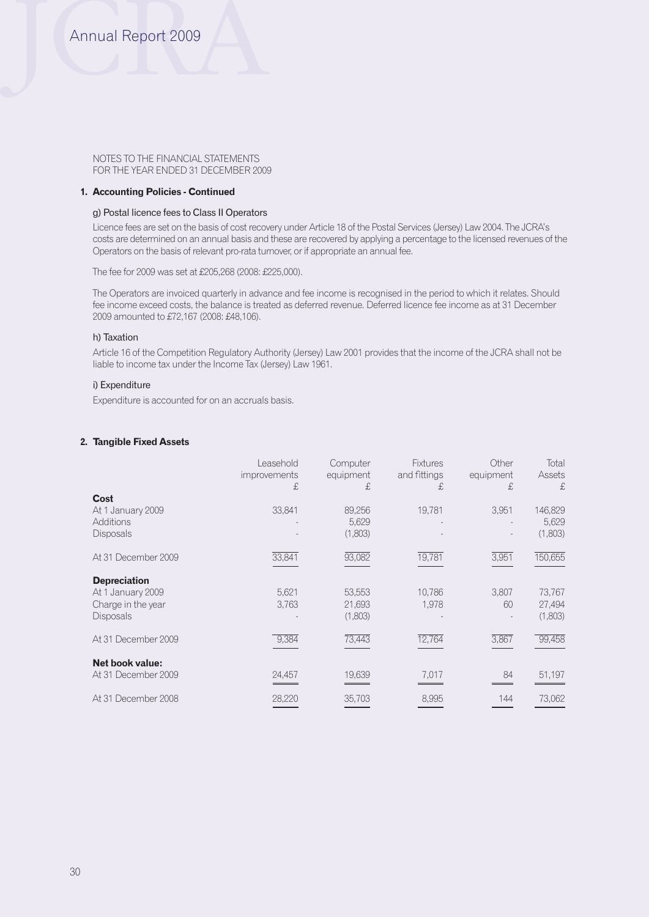NOTES TO THE FINANCIAL STATEMENTS
FOR THE YEAR ENDED 31 DECEMBER 2009

### 1. Accounting Policies - Continued

g) Postal licence fees to Class II Operators

Licence fees are set on the basis of cost recovery under Article 18 of the Postal Services (Jersey) Law 2004. The JCRA's costs are determined on an annual basis and these are recovered by applying a percentage to the licensed revenues of the Operators on the basis of relevant pro-rata turnover, or if appropriate an annual fee.

The fee for 2009 was set at £205,268 (2008: £225,000).

The Operators are invoiced quarterly in advance and fee income is recognised in the period to which it relates. Should fee income exceed costs, the balance is treated as deferred revenue. Deferred licence fee income as at 31 December 2009 amounted to £72,167 (2008: £48,106).

h) Taxation

Article 16 of the Competition Regulatory Authority (Jersey) Law 2001 provides that the income of the JCRA shall not be liable to income tax under the Income Tax (Jersey) Law 1961.

i) Expenditure

Expenditure is accounted for on an accruals basis.

### 2. Tangible Fixed Assets

| | Leasehold improvements £ | Computer equipment £ | Fixtures and fittings £ | Other equipment £ | Total Assets £ |
|---|---|---|---|---|---|
| **Cost** | | | | | |
| At 1 January 2009 | 33,841 | 89,256 | 19,781 | 3,951 | 146,829 |
| Additions | - | 5,629 | - | - | 5,629 |
| Disposals | - | (1,803) | - | - | (1,803) |
| At 31 December 2009 | 33,841 | 93,082 | 19,781 | 3,951 | 150,655 |
| **Depreciation** | | | | | |
| At 1 January 2009 | 5,621 | 53,553 | 10,786 | 3,807 | 73,767 |
| Charge in the year | 3,763 | 21,693 | 1,978 | 60 | 27,494 |
| Disposals | - | (1,803) | - | - | (1,803) |
| At 31 December 2009 | 9,384 | 73,443 | 12,764 | 3,867 | 99,458 |
| **Net book value:** | | | | | |
| At 31 December 2009 | 24,457 | 19,639 | 7,017 | 84 | 51,197 |
| At 31 December 2008 | 28,220 | 35,703 | 8,995 | 144 | 73,062 |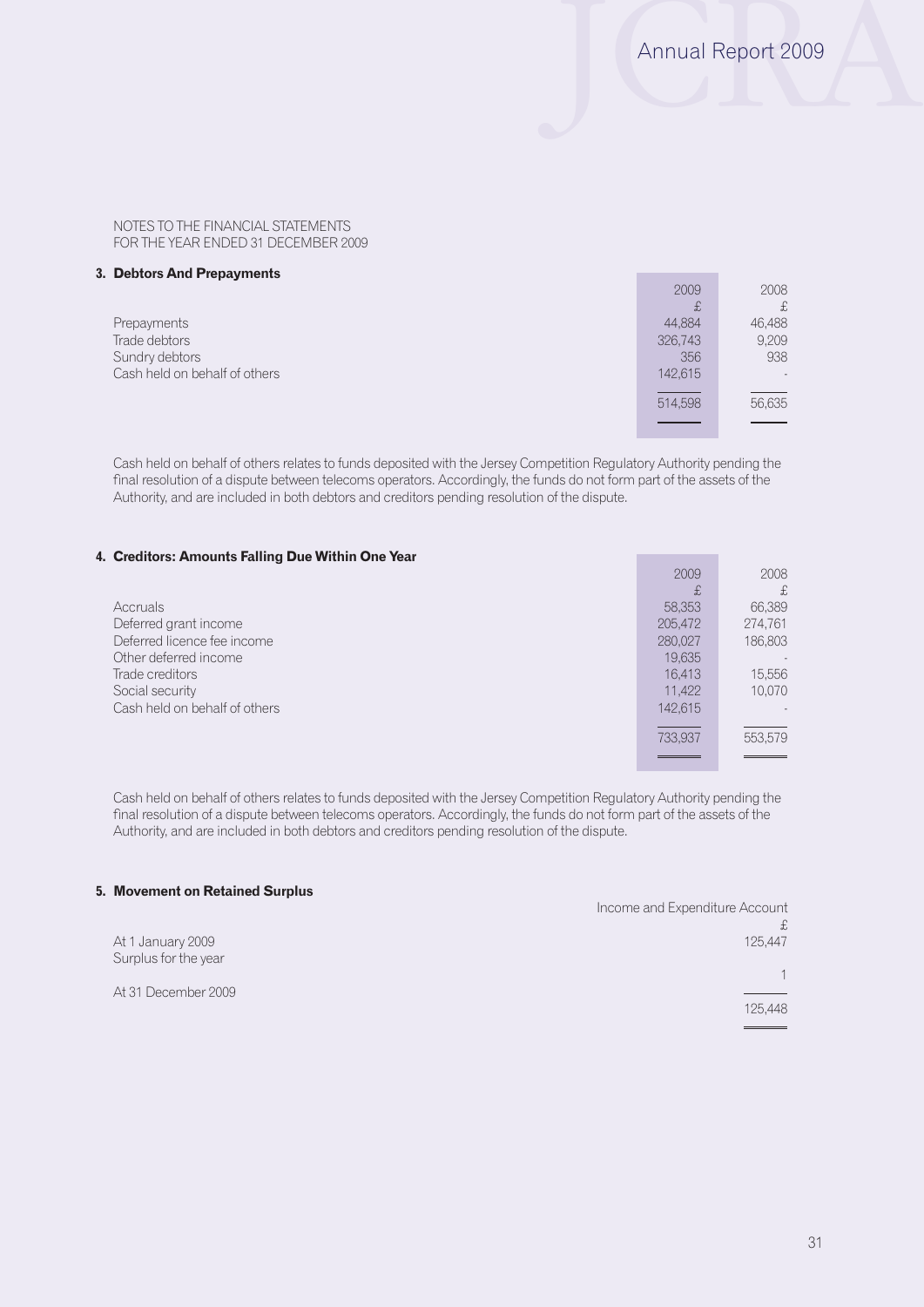NOTES TO THE FINANCIAL STATEMENTS
FOR THE YEAR ENDED 31 DECEMBER 2009

### 3. Debtors And Prepayments

| | 2009 | 2008 |
|---|---|---|
| | £ | £ |
| Prepayments | 44,884 | 46,488 |
| Trade debtors | 326,743 | 9,209 |
| Sundry debtors | 356 | 938 |
| Cash held on behalf of others | 142,615 | - |
| | 514,598 | 56,635 |

Cash held on behalf of others relates to funds deposited with the Jersey Competition Regulatory Authority pending the final resolution of a dispute between telecoms operators. Accordingly, the funds do not form part of the assets of the Authority, and are included in both debtors and creditors pending resolution of the dispute.

### 4. Creditors: Amounts Falling Due Within One Year

| | 2009 | 2008 |
|---|---|---|
| | £ | £ |
| Accruals | 58,353 | 66,389 |
| Deferred grant income | 205,472 | 274,761 |
| Deferred licence fee income | 280,027 | 186,803 |
| Other deferred income | 19,635 | - |
| Trade creditors | 16,413 | 15,556 |
| Social security | 11,422 | 10,070 |
| Cash held on behalf of others | 142,615 | - |
| | 733,937 | 553,579 |

Cash held on behalf of others relates to funds deposited with the Jersey Competition Regulatory Authority pending the final resolution of a dispute between telecoms operators. Accordingly, the funds do not form part of the assets of the Authority, and are included in both debtors and creditors pending resolution of the dispute.

### 5. Movement on Retained Surplus

| | Income and Expenditure Account |
|---|---|
| | £ |
| At 1 January 2009 | 125,447 |
| Surplus for the year | 1 |
| At 31 December 2009 | 125,448 |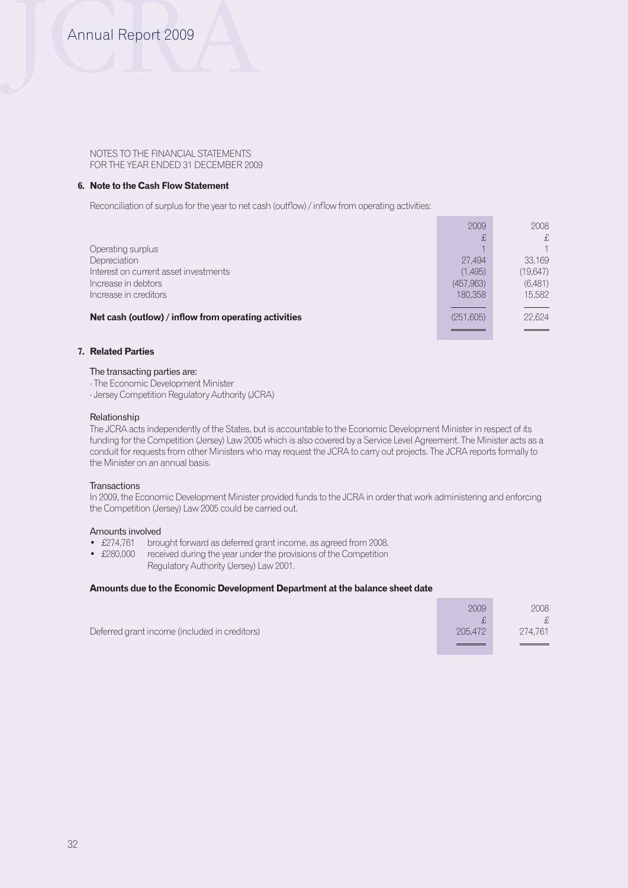NOTES TO THE FINANCIAL STATEMENTS
FOR THE YEAR ENDED 31 DECEMBER 2009

## 6. Note to the Cash Flow Statement

Reconciliation of surplus for the year to net cash (outflow) / inflow from operating activities:

| | 2009 | 2008 |
|---|---|---|
| | £ | £ |
| Operating surplus | 1 | 1 |
| Depreciation | 27,494 | 33,169 |
| Interest on current asset investments | (1,495) | (19,647) |
| Increase in debtors | (457,963) | (6,481) |
| Increase in creditors | 180,358 | 15,582 |
| **Net cash (outlow) / inflow from operating activities** | (251,605) | 22,624 |

## 7. Related Parties

The transacting parties are:
- The Economic Development Minister
- Jersey Competition Regulatory Authority (JCRA)

Relationship
The JCRA acts independently of the States, but is accountable to the Economic Development Minister in respect of its funding for the Competition (Jersey) Law 2005 which is also covered by a Service Level Agreement. The Minister acts as a conduit for requests from other Ministers who may request the JCRA to carry out projects. The JCRA reports formally to the Minister on an annual basis.

Transactions
In 2009, the Economic Development Minister provided funds to the JCRA in order that work administering and enforcing the Competition (Jersey) Law 2005 could be carried out.

Amounts involved
- £274,761 brought forward as deferred grant income, as agreed from 2008.
- £280,000 received during the year under the provisions of the Competition Regulatory Authority (Jersey) Law 2001.

**Amounts due to the Economic Development Department at the balance sheet date**

| | 2009 | 2008 |
|---|---|---|
| | £ | £ |
| Deferred grant income (included in creditors) | 205,472 | 274,761 |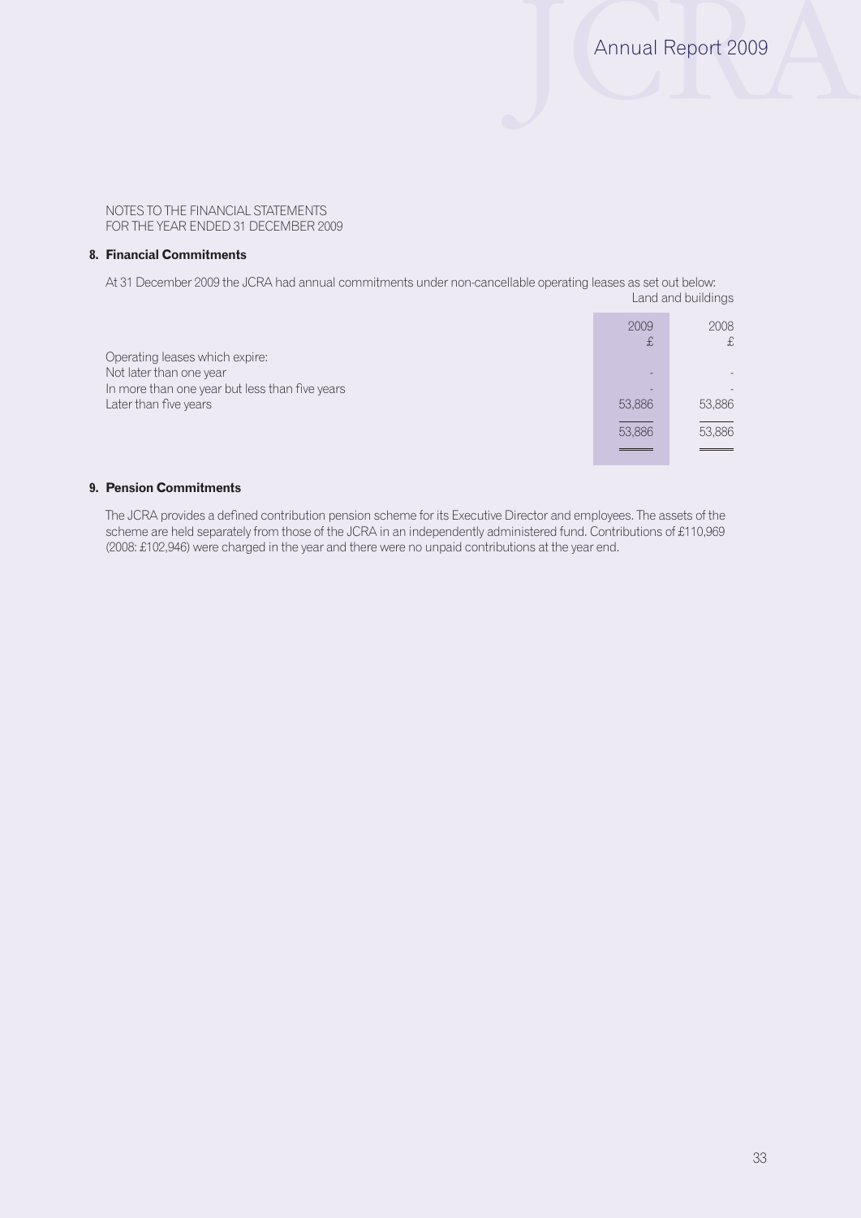NOTES TO THE FINANCIAL STATEMENTS
FOR THE YEAR ENDED 31 DECEMBER 2009

### 8. Financial Commitments

At 31 December 2009 the JCRA had annual commitments under non-cancellable operating leases as set out below:

| | Land and buildings | |
|---|---|---|
| | 2009 £ | 2008 £ |
| Operating leases which expire: | | |
| Not later than one year | - | - |
| In more than one year but less than five years | - | - |
| Later than five years | 53,886 | 53,886 |
| | 53,886 | 53,886 |

### 9. Pension Commitments

The JCRA provides a defined contribution pension scheme for its Executive Director and employees. The assets of the scheme are held separately from those of the JCRA in an independently administered fund. Contributions of £110,969 (2008: £102,946) were charged in the year and there were no unpaid contributions at the year end.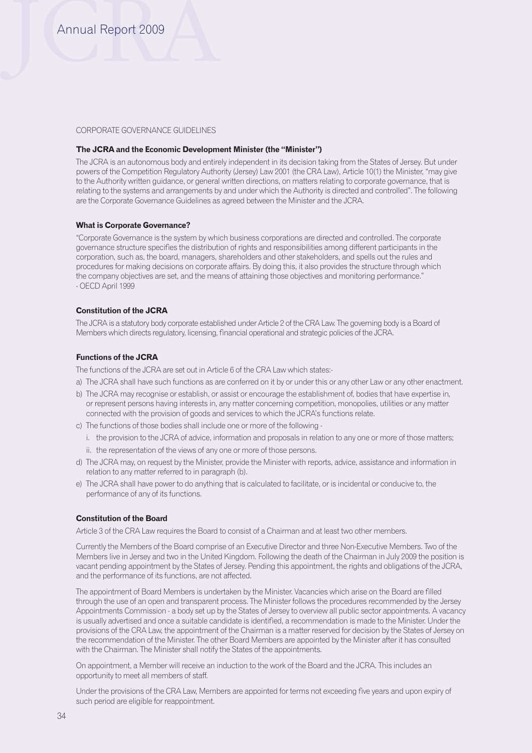## CORPORATE GOVERNANCE GUIDELINES

### The JCRA and the Economic Development Minister (the "Minister")

The JCRA is an autonomous body and entirely independent in its decision taking from the States of Jersey. But under powers of the Competition Regulatory Authority (Jersey) Law 2001 (the CRA Law), Article 10(1) the Minister, "may give to the Authority written guidance, or general written directions, on matters relating to corporate governance, that is relating to the systems and arrangements by and under which the Authority is directed and controlled". The following are the Corporate Governance Guidelines as agreed between the Minister and the JCRA.

### What is Corporate Governance?

"Corporate Governance is the system by which business corporations are directed and controlled. The corporate governance structure specifies the distribution of rights and responsibilities among different participants in the corporation, such as, the board, managers, shareholders and other stakeholders, and spells out the rules and procedures for making decisions on corporate affairs. By doing this, it also provides the structure through which the company objectives are set, and the means of attaining those objectives and monitoring performance."
- OECD April 1999

### Constitution of the JCRA

The JCRA is a statutory body corporate established under Article 2 of the CRA Law. The governing body is a Board of Members which directs regulatory, licensing, financial operational and strategic policies of the JCRA.

### Functions of the JCRA

The functions of the JCRA are set out in Article 6 of the CRA Law which states:-

a) The JCRA shall have such functions as are conferred on it by or under this or any other Law or any other enactment.
b) The JCRA may recognise or establish, or assist or encourage the establishment of, bodies that have expertise in, or represent persons having interests in, any matter concerning competition, monopolies, utilities or any matter connected with the provision of goods and services to which the JCRA's functions relate.
c) The functions of those bodies shall include one or more of the following -
   i. the provision to the JCRA of advice, information and proposals in relation to any one or more of those matters;
   ii. the representation of the views of any one or more of those persons.
d) The JCRA may, on request by the Minister, provide the Minister with reports, advice, assistance and information in relation to any matter referred to in paragraph (b).
e) The JCRA shall have power to do anything that is calculated to facilitate, or is incidental or conducive to, the performance of any of its functions.

### Constitution of the Board

Article 3 of the CRA Law requires the Board to consist of a Chairman and at least two other members.

Currently the Members of the Board comprise of an Executive Director and three Non-Executive Members. Two of the Members live in Jersey and two in the United Kingdom. Following the death of the Chairman in July 2009 the position is vacant pending appointment by the States of Jersey. Pending this appointment, the rights and obligations of the JCRA, and the performance of its functions, are not affected.

The appointment of Board Members is undertaken by the Minister. Vacancies which arise on the Board are filled through the use of an open and transparent process. The Minister follows the procedures recommended by the Jersey Appointments Commission - a body set up by the States of Jersey to overview all public sector appointments. A vacancy is usually advertised and once a suitable candidate is identified, a recommendation is made to the Minister. Under the provisions of the CRA Law, the appointment of the Chairman is a matter reserved for decision by the States of Jersey on the recommendation of the Minister. The other Board Members are appointed by the Minister after it has consulted with the Chairman. The Minister shall notify the States of the appointments.

On appointment, a Member will receive an induction to the work of the Board and the JCRA. This includes an opportunity to meet all members of staff.

Under the provisions of the CRA Law, Members are appointed for terms not exceeding five years and upon expiry of such period are eligible for reappointment.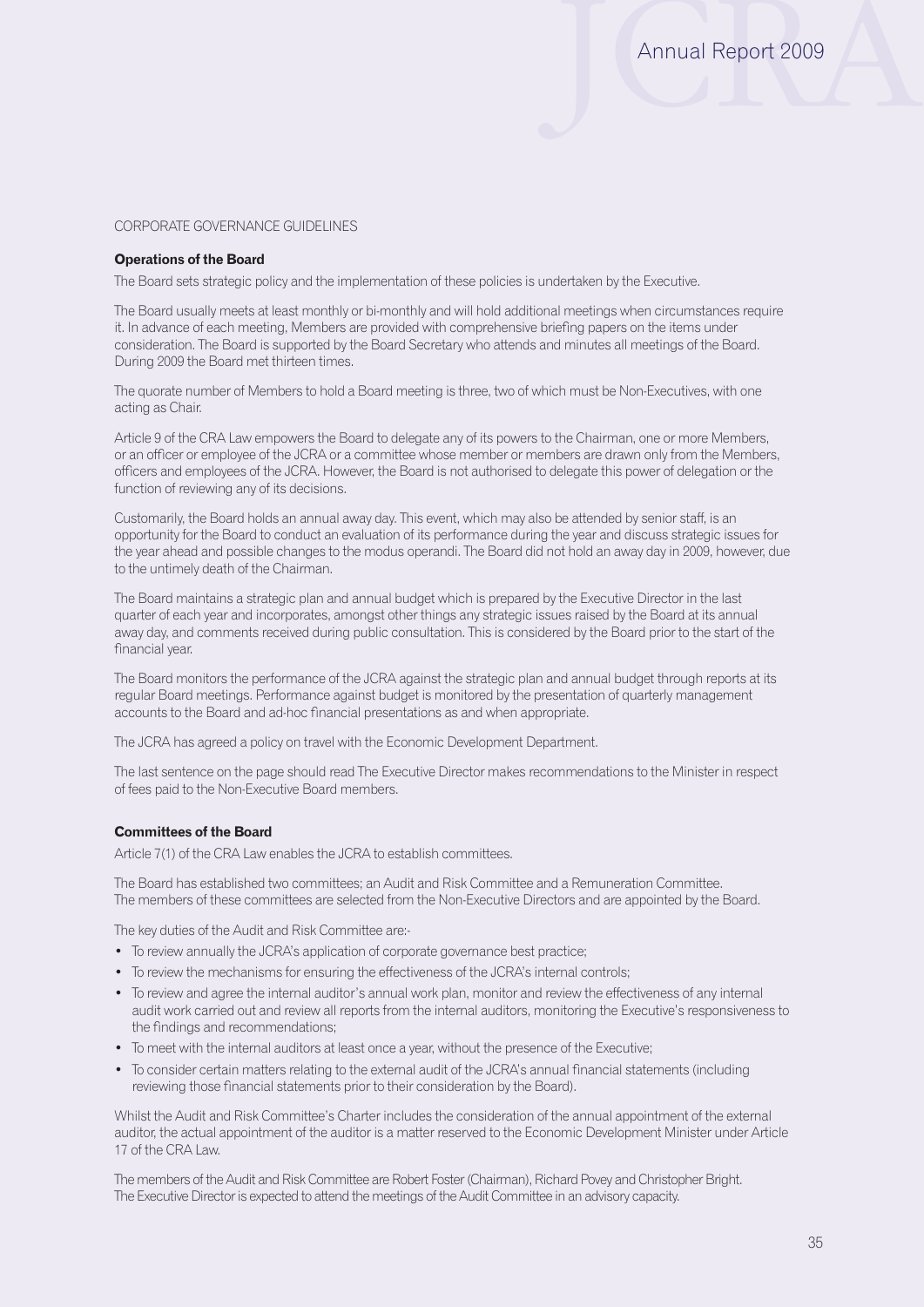CORPORATE GOVERNANCE GUIDELINES

**Operations of the Board**

The Board sets strategic policy and the implementation of these policies is undertaken by the Executive.

The Board usually meets at least monthly or bi-monthly and will hold additional meetings when circumstances require it. In advance of each meeting, Members are provided with comprehensive briefing papers on the items under consideration. The Board is supported by the Board Secretary who attends and minutes all meetings of the Board. During 2009 the Board met thirteen times.

The quorate number of Members to hold a Board meeting is three, two of which must be Non-Executives, with one acting as Chair.

Article 9 of the CRA Law empowers the Board to delegate any of its powers to the Chairman, one or more Members, or an officer or employee of the JCRA or a committee whose member or members are drawn only from the Members, officers and employees of the JCRA. However, the Board is not authorised to delegate this power of delegation or the function of reviewing any of its decisions.

Customarily, the Board holds an annual away day. This event, which may also be attended by senior staff, is an opportunity for the Board to conduct an evaluation of its performance during the year and discuss strategic issues for the year ahead and possible changes to the modus operandi. The Board did not hold an away day in 2009, however, due to the untimely death of the Chairman.

The Board maintains a strategic plan and annual budget which is prepared by the Executive Director in the last quarter of each year and incorporates, amongst other things any strategic issues raised by the Board at its annual away day, and comments received during public consultation. This is considered by the Board prior to the start of the financial year.

The Board monitors the performance of the JCRA against the strategic plan and annual budget through reports at its regular Board meetings. Performance against budget is monitored by the presentation of quarterly management accounts to the Board and ad-hoc financial presentations as and when appropriate.

The JCRA has agreed a policy on travel with the Economic Development Department.

The last sentence on the page should read The Executive Director makes recommendations to the Minister in respect of fees paid to the Non-Executive Board members.

**Committees of the Board**

Article 7(1) of the CRA Law enables the JCRA to establish committees.

The Board has established two committees; an Audit and Risk Committee and a Remuneration Committee. The members of these committees are selected from the Non-Executive Directors and are appointed by the Board.

The key duties of the Audit and Risk Committee are:-

- To review annually the JCRA's application of corporate governance best practice;
- To review the mechanisms for ensuring the effectiveness of the JCRA's internal controls;
- To review and agree the internal auditor's annual work plan, monitor and review the effectiveness of any internal audit work carried out and review all reports from the internal auditors, monitoring the Executive's responsiveness to the findings and recommendations;
- To meet with the internal auditors at least once a year, without the presence of the Executive;
- To consider certain matters relating to the external audit of the JCRA's annual financial statements (including reviewing those financial statements prior to their consideration by the Board).

Whilst the Audit and Risk Committee's Charter includes the consideration of the annual appointment of the external auditor, the actual appointment of the auditor is a matter reserved to the Economic Development Minister under Article 17 of the CRA Law.

The members of the Audit and Risk Committee are Robert Foster (Chairman), Richard Povey and Christopher Bright. The Executive Director is expected to attend the meetings of the Audit Committee in an advisory capacity.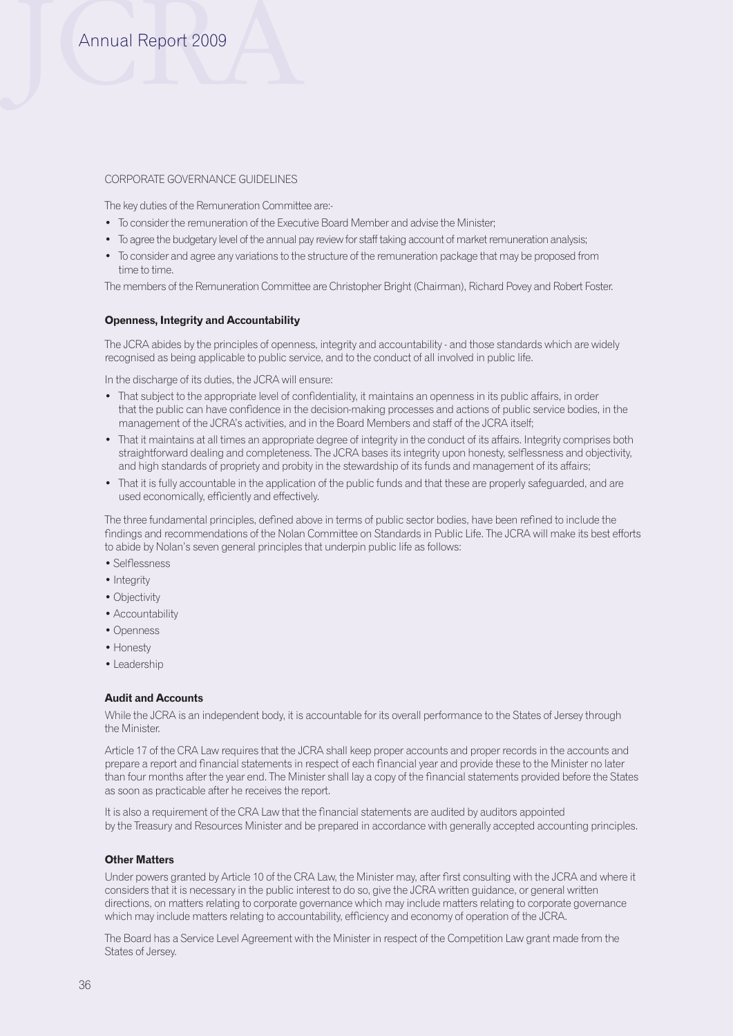CORPORATE GOVERNANCE GUIDELINES

The key duties of the Remuneration Committee are:-

- To consider the remuneration of the Executive Board Member and advise the Minister;
- To agree the budgetary level of the annual pay review for staff taking account of market remuneration analysis;
- To consider and agree any variations to the structure of the remuneration package that may be proposed from time to time.

The members of the Remuneration Committee are Christopher Bright (Chairman), Richard Povey and Robert Foster.

**Openness, Integrity and Accountability**

The JCRA abides by the principles of openness, integrity and accountability - and those standards which are widely recognised as being applicable to public service, and to the conduct of all involved in public life.

In the discharge of its duties, the JCRA will ensure:

- That subject to the appropriate level of confidentiality, it maintains an openness in its public affairs, in order that the public can have confidence in the decision-making processes and actions of public service bodies, in the management of the JCRA's activities, and in the Board Members and staff of the JCRA itself;
- That it maintains at all times an appropriate degree of integrity in the conduct of its affairs. Integrity comprises both straightforward dealing and completeness. The JCRA bases its integrity upon honesty, selflessness and objectivity, and high standards of propriety and probity in the stewardship of its funds and management of its affairs;
- That it is fully accountable in the application of the public funds and that these are properly safeguarded, and are used economically, efficiently and effectively.

The three fundamental principles, defined above in terms of public sector bodies, have been refined to include the findings and recommendations of the Nolan Committee on Standards in Public Life. The JCRA will make its best efforts to abide by Nolan's seven general principles that underpin public life as follows:

- Selflessness
- Integrity
- Objectivity
- Accountability
- Openness
- Honesty
- Leadership

**Audit and Accounts**

While the JCRA is an independent body, it is accountable for its overall performance to the States of Jersey through the Minister.

Article 17 of the CRA Law requires that the JCRA shall keep proper accounts and proper records in the accounts and prepare a report and financial statements in respect of each financial year and provide these to the Minister no later than four months after the year end. The Minister shall lay a copy of the financial statements provided before the States as soon as practicable after he receives the report.

It is also a requirement of the CRA Law that the financial statements are audited by auditors appointed by the Treasury and Resources Minister and be prepared in accordance with generally accepted accounting principles.

**Other Matters**

Under powers granted by Article 10 of the CRA Law, the Minister may, after first consulting with the JCRA and where it considers that it is necessary in the public interest to do so, give the JCRA written guidance, or general written directions, on matters relating to corporate governance which may include matters relating to corporate governance which may include matters relating to accountability, efficiency and economy of operation of the JCRA.

The Board has a Service Level Agreement with the Minister in respect of the Competition Law grant made from the States of Jersey.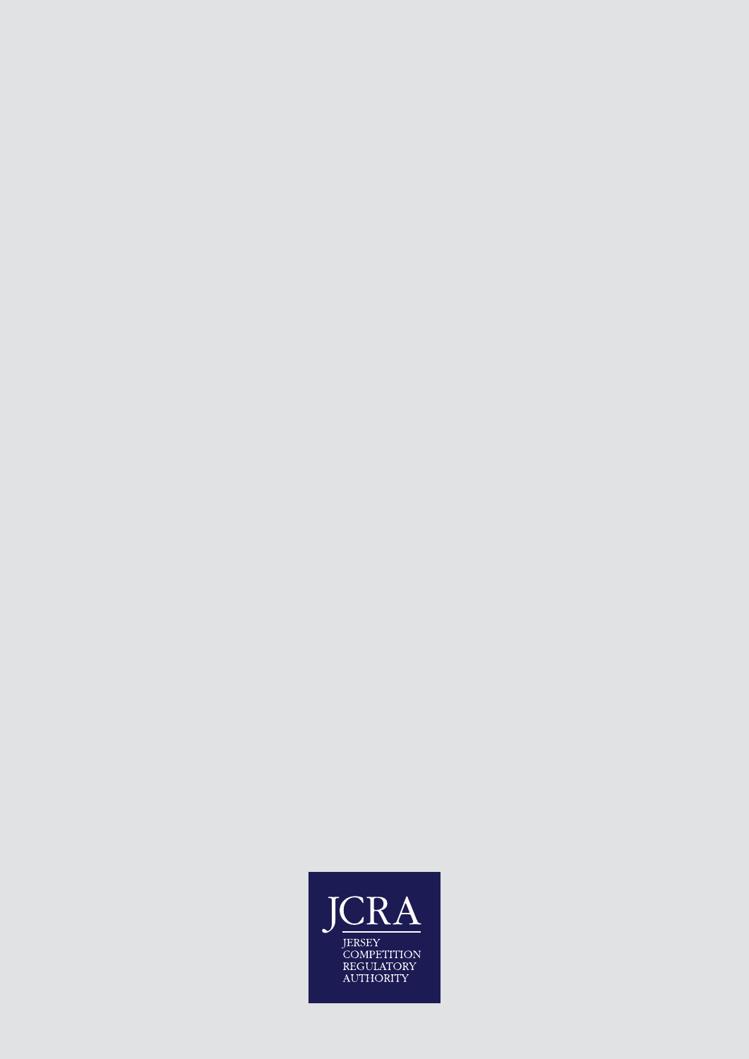JCRA

JERSEY
COMPETITION
REGULATORY
AUTHORITY